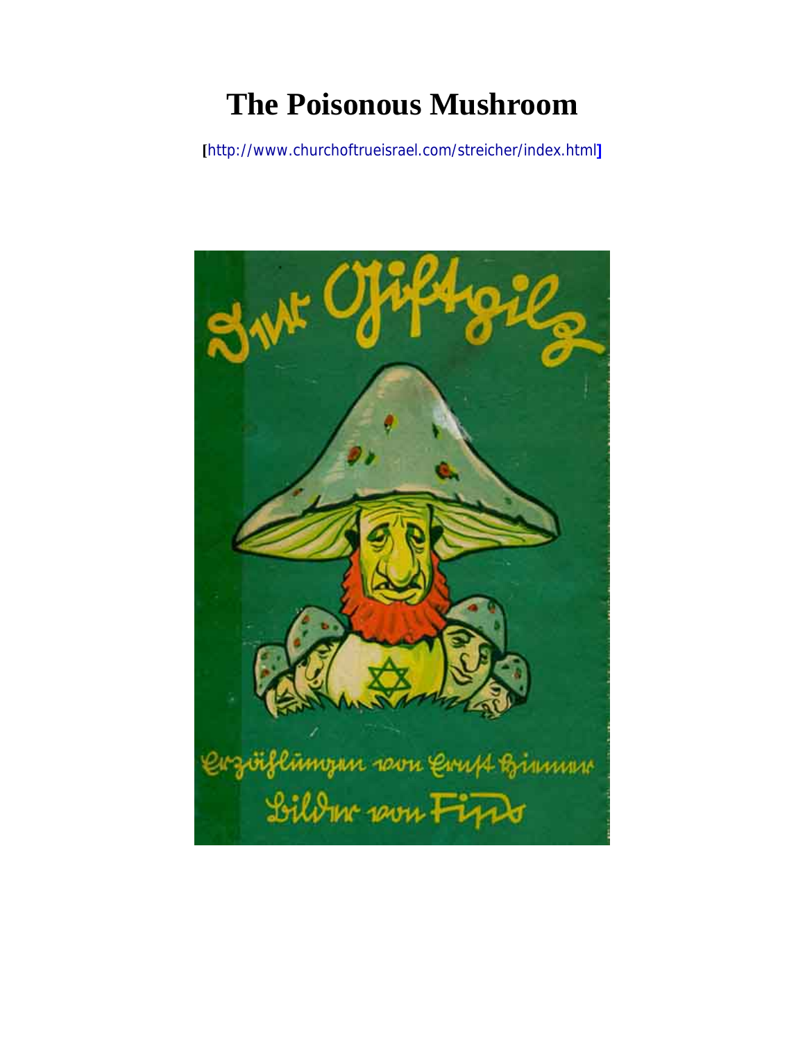# The Poisonous Mushroom

[http://www.churchoftrueisrael.com/streicher/index.html]

Der Giftpilz

Erzählungen von Ernst Hiemer

Bilder von Fips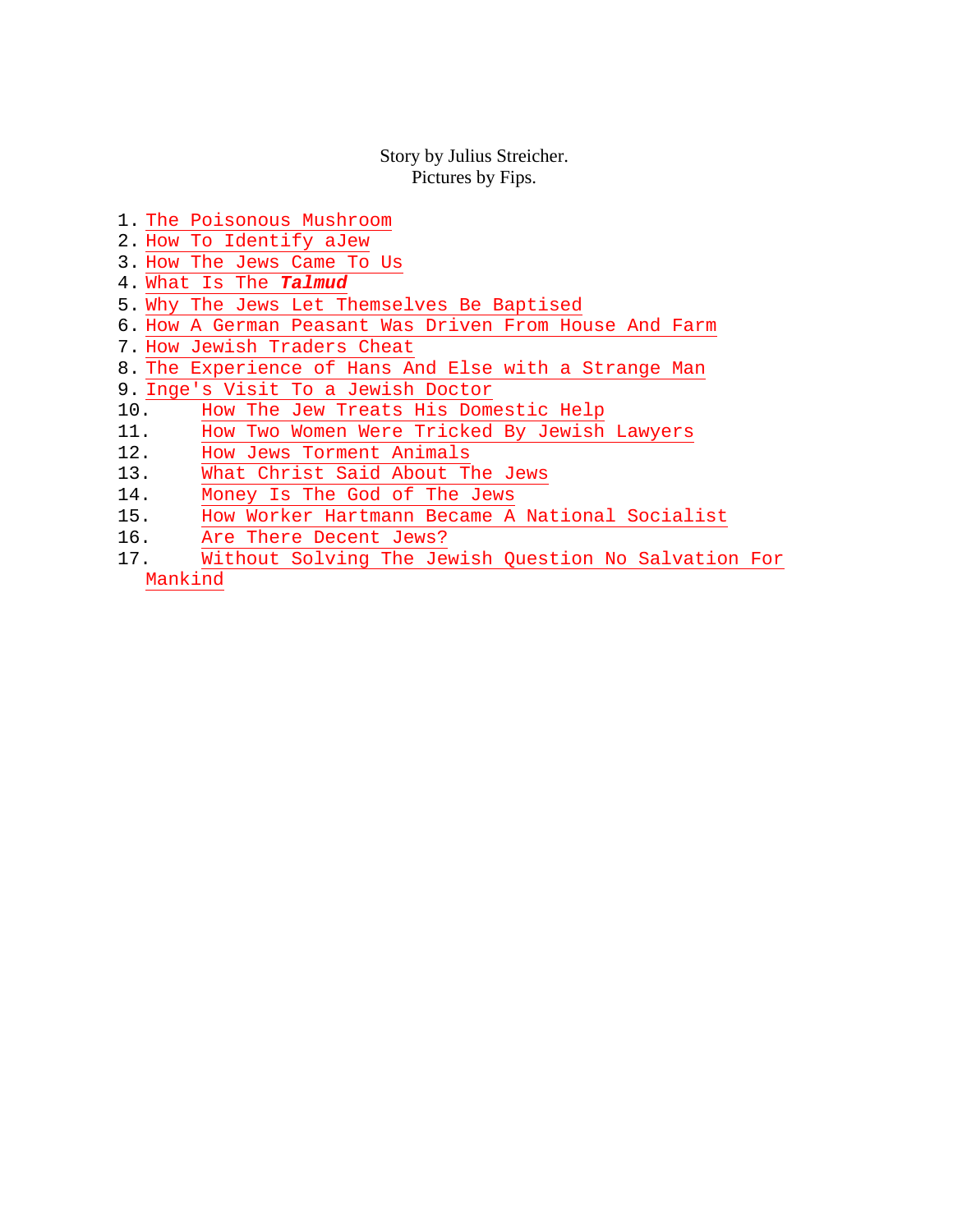Story by Julius Streicher.
Pictures by Fips.

1. The Poisonous Mushroom
2. How To Identify aJew
3. How The Jews Came To Us
4. What Is The ***Talmud***
5. Why The Jews Let Themselves Be Baptised
6. How A German Peasant Was Driven From House And Farm
7. How Jewish Traders Cheat
8. The Experience of Hans And Else with a Strange Man
9. Inge's Visit To a Jewish Doctor
10. How The Jew Treats His Domestic Help
11. How Two Women Were Tricked By Jewish Lawyers
12. How Jews Torment Animals
13. What Christ Said About The Jews
14. Money Is The God of The Jews
15. How Worker Hartmann Became A National Socialist
16. Are There Decent Jews?
17. Without Solving The Jewish Question No Salvation For Mankind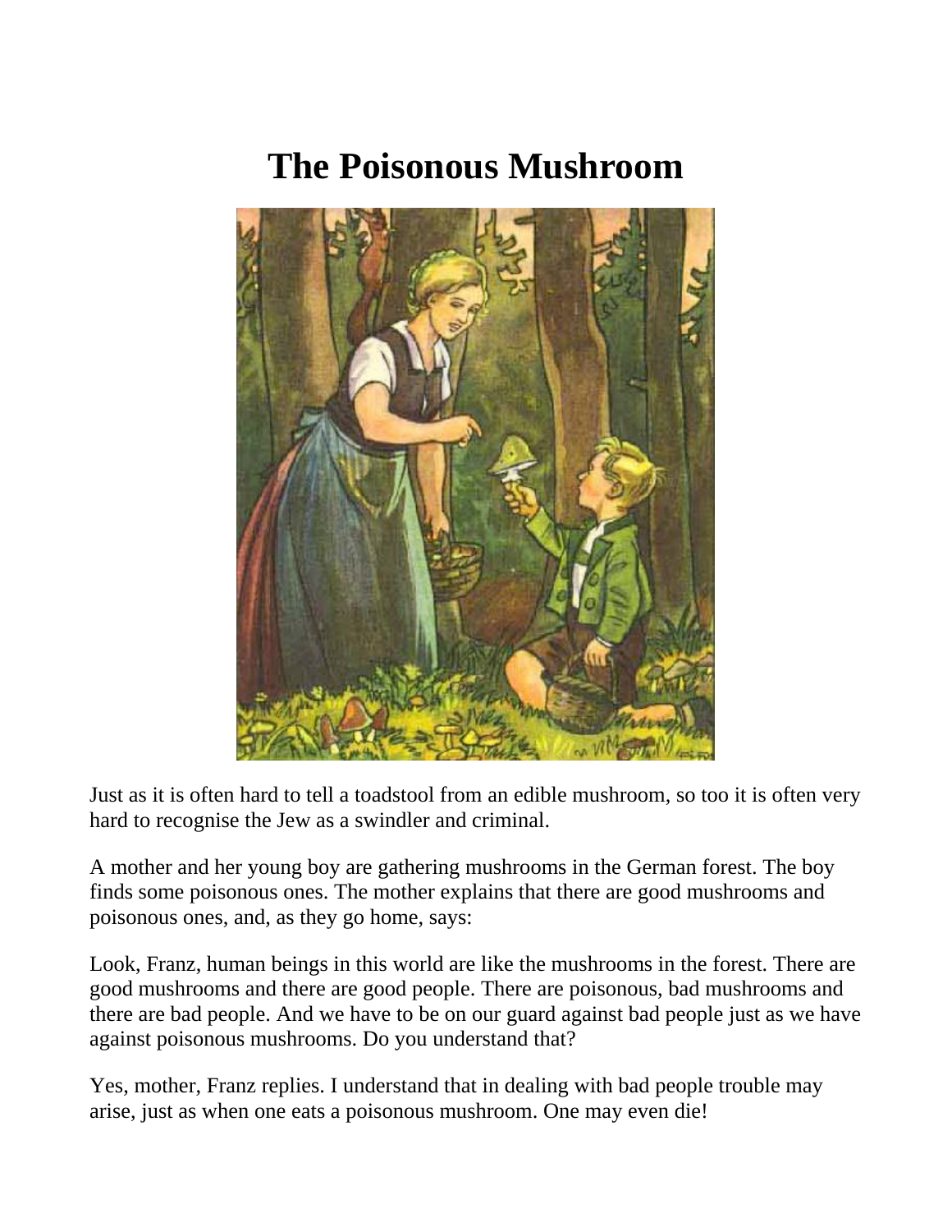# The Poisonous Mushroom

Just as it is often hard to tell a toadstool from an edible mushroom, so too it is often very hard to recognise the Jew as a swindler and criminal.

A mother and her young boy are gathering mushrooms in the German forest. The boy finds some poisonous ones. The mother explains that there are good mushrooms and poisonous ones, and, as they go home, says:

Look, Franz, human beings in this world are like the mushrooms in the forest. There are good mushrooms and there are good people. There are poisonous, bad mushrooms and there are bad people. And we have to be on our guard against bad people just as we have against poisonous mushrooms. Do you understand that?

Yes, mother, Franz replies. I understand that in dealing with bad people trouble may arise, just as when one eats a poisonous mushroom. One may even die!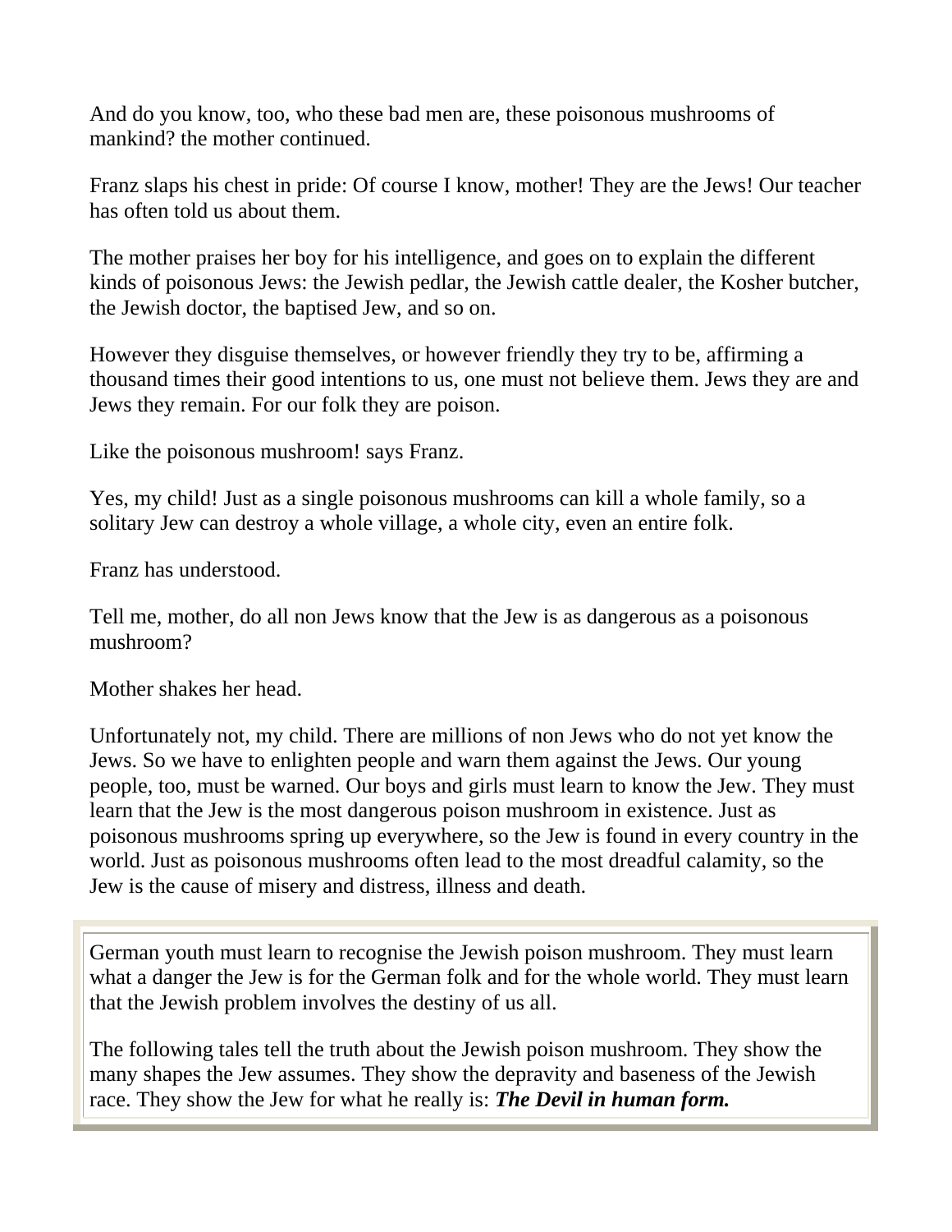And do you know, too, who these bad men are, these poisonous mushrooms of mankind? the mother continued.

Franz slaps his chest in pride: Of course I know, mother! They are the Jews! Our teacher has often told us about them.

The mother praises her boy for his intelligence, and goes on to explain the different kinds of poisonous Jews: the Jewish pedlar, the Jewish cattle dealer, the Kosher butcher, the Jewish doctor, the baptised Jew, and so on.

However they disguise themselves, or however friendly they try to be, affirming a thousand times their good intentions to us, one must not believe them. Jews they are and Jews they remain. For our folk they are poison.

Like the poisonous mushroom! says Franz.

Yes, my child! Just as a single poisonous mushrooms can kill a whole family, so a solitary Jew can destroy a whole village, a whole city, even an entire folk.

Franz has understood.

Tell me, mother, do all non Jews know that the Jew is as dangerous as a poisonous mushroom?

Mother shakes her head.

Unfortunately not, my child. There are millions of non Jews who do not yet know the Jews. So we have to enlighten people and warn them against the Jews. Our young people, too, must be warned. Our boys and girls must learn to know the Jew. They must learn that the Jew is the most dangerous poison mushroom in existence. Just as poisonous mushrooms spring up everywhere, so the Jew is found in every country in the world. Just as poisonous mushrooms often lead to the most dreadful calamity, so the Jew is the cause of misery and distress, illness and death.

German youth must learn to recognise the Jewish poison mushroom. They must learn what a danger the Jew is for the German folk and for the whole world. They must learn that the Jewish problem involves the destiny of us all.

The following tales tell the truth about the Jewish poison mushroom. They show the many shapes the Jew assumes. They show the depravity and baseness of the Jewish race. They show the Jew for what he really is: ***The Devil in human form.***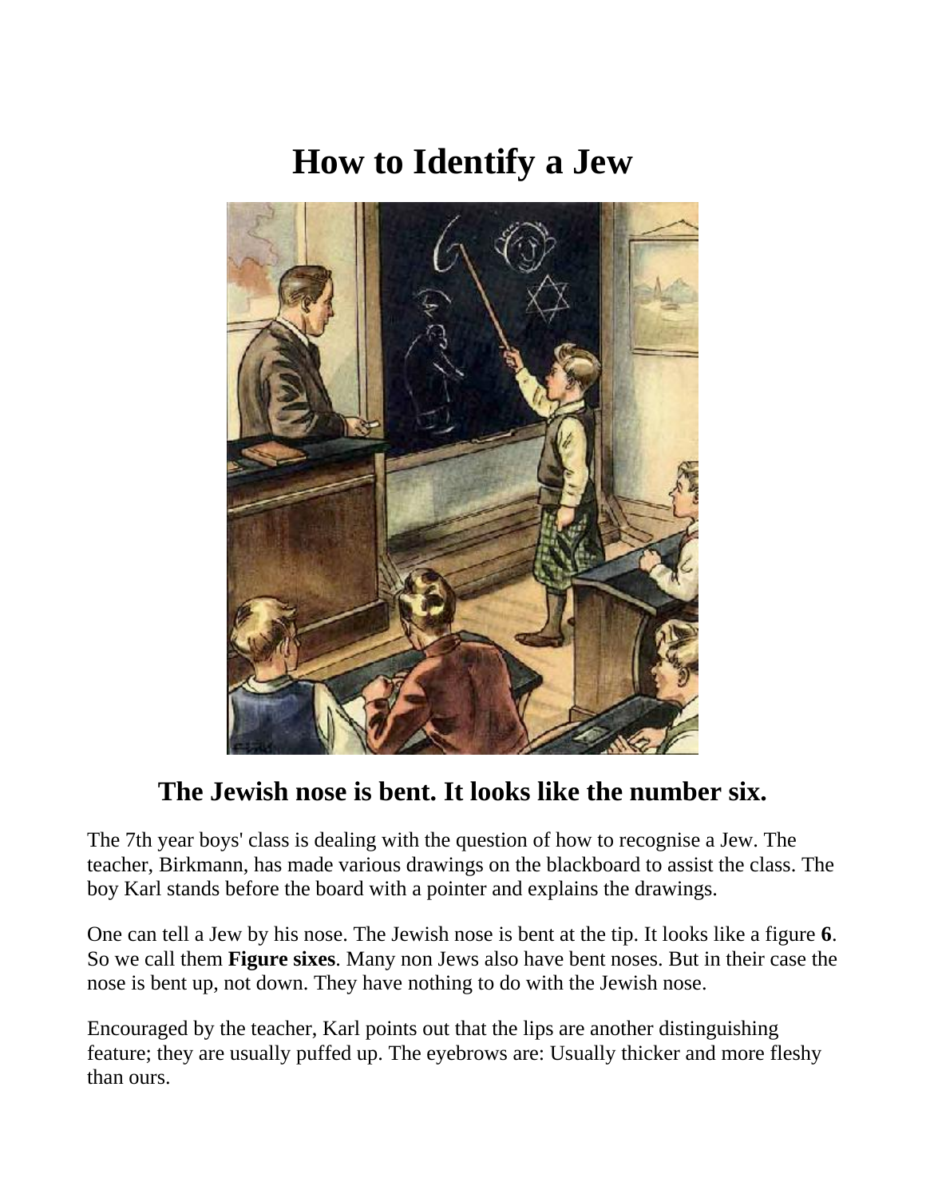# How to Identify a Jew

## The Jewish nose is bent. It looks like the number six.

The 7th year boys' class is dealing with the question of how to recognise a Jew. The teacher, Birkmann, has made various drawings on the blackboard to assist the class. The boy Karl stands before the board with a pointer and explains the drawings.

One can tell a Jew by his nose. The Jewish nose is bent at the tip. It looks like a figure **6**. So we call them **Figure sixes**. Many non Jews also have bent noses. But in their case the nose is bent up, not down. They have nothing to do with the Jewish nose.

Encouraged by the teacher, Karl points out that the lips are another distinguishing feature; they are usually puffed up. The eyebrows are: Usually thicker and more fleshy than ours.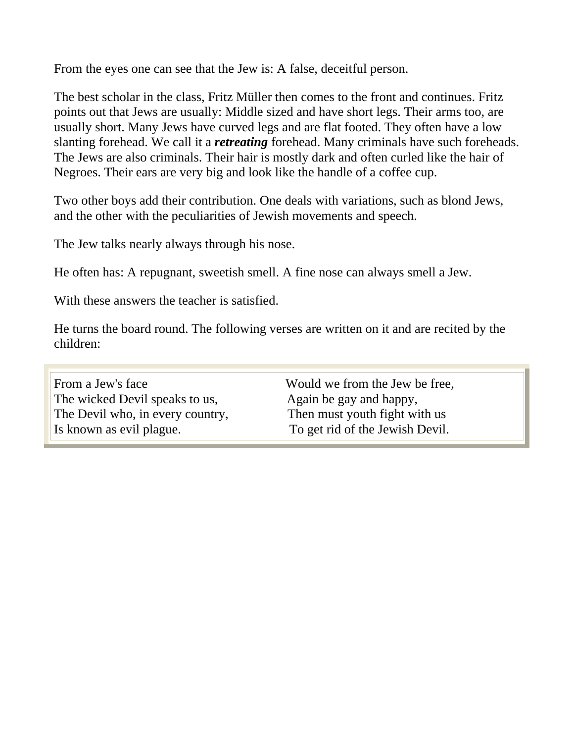From the eyes one can see that the Jew is: A false, deceitful person.

The best scholar in the class, Fritz Müller then comes to the front and continues. Fritz points out that Jews are usually: Middle sized and have short legs. Their arms too, are usually short. Many Jews have curved legs and are flat footed. They often have a low slanting forehead. We call it a ***retreating*** forehead. Many criminals have such foreheads. The Jews are also criminals. Their hair is mostly dark and often curled like the hair of Negroes. Their ears are very big and look like the handle of a coffee cup.

Two other boys add their contribution. One deals with variations, such as blond Jews, and the other with the peculiarities of Jewish movements and speech.

The Jew talks nearly always through his nose.

He often has: A repugnant, sweetish smell. A fine nose can always smell a Jew.

With these answers the teacher is satisfied.

He turns the board round. The following verses are written on it and are recited by the children:

| | |
|---|---|
| From a Jew's face<br>The wicked Devil speaks to us,<br>The Devil who, in every country,<br>Is known as evil plague. | Would we from the Jew be free,<br>Again be gay and happy,<br>Then must youth fight with us<br>To get rid of the Jewish Devil. |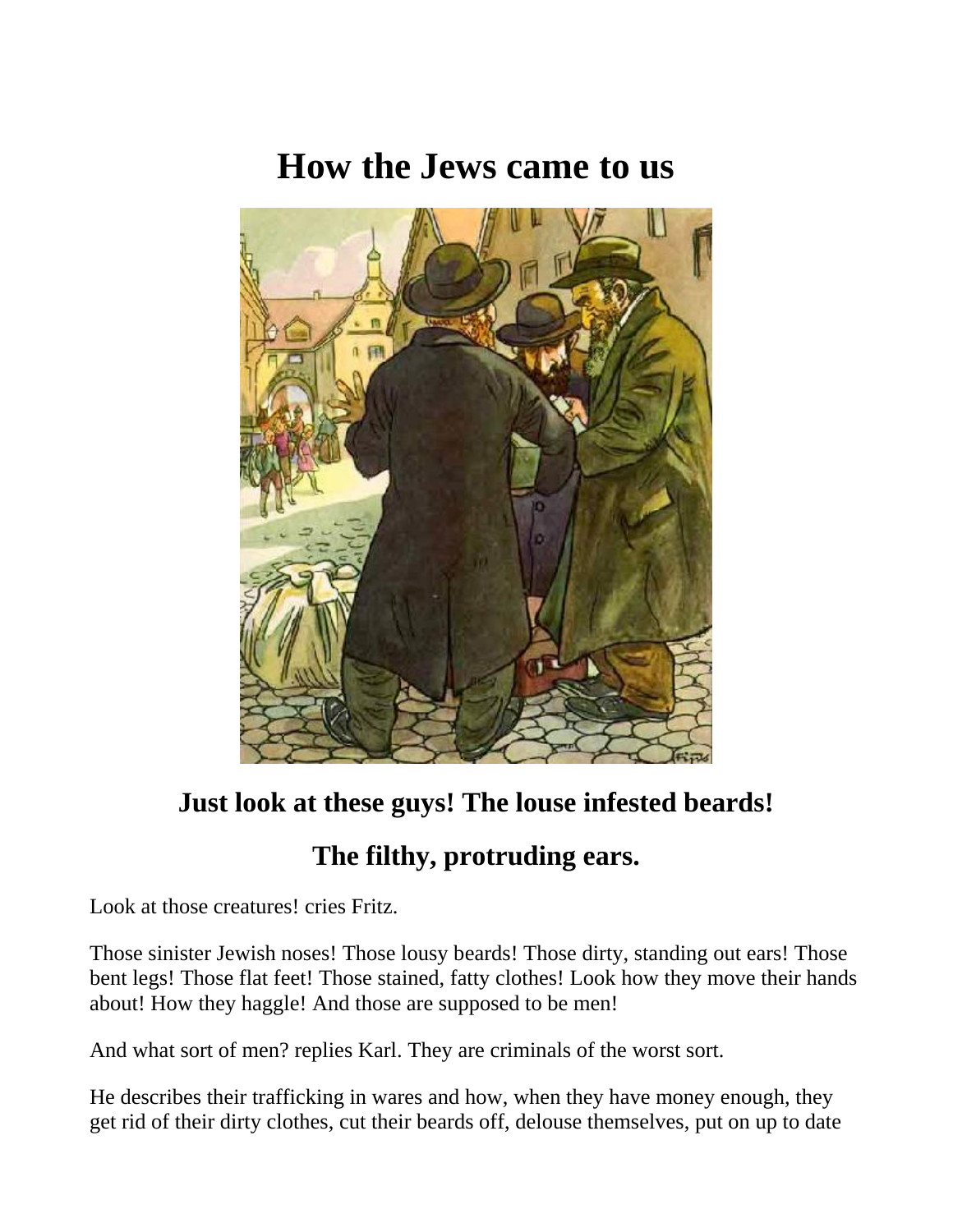# How the Jews came to us

## Just look at these guys! The louse infested beards!

## The filthy, protruding ears.

Look at those creatures! cries Fritz.

Those sinister Jewish noses! Those lousy beards! Those dirty, standing out ears! Those bent legs! Those flat feet! Those stained, fatty clothes! Look how they move their hands about! How they haggle! And those are supposed to be men!

And what sort of men? replies Karl. They are criminals of the worst sort.

He describes their trafficking in wares and how, when they have money enough, they get rid of their dirty clothes, cut their beards off, delouse themselves, put on up to date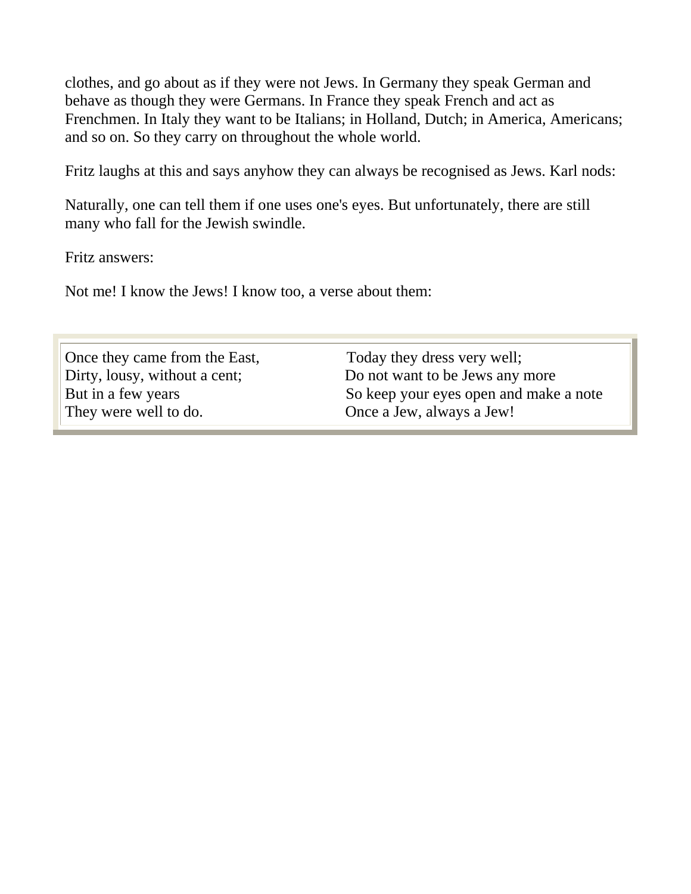clothes, and go about as if they were not Jews. In Germany they speak German and behave as though they were Germans. In France they speak French and act as Frenchmen. In Italy they want to be Italians; in Holland, Dutch; in America, Americans; and so on. So they carry on throughout the whole world.

Fritz laughs at this and says anyhow they can always be recognised as Jews. Karl nods:

Naturally, one can tell them if one uses one's eyes. But unfortunately, there are still many who fall for the Jewish swindle.

Fritz answers:

Not me! I know the Jews! I know too, a verse about them:

Once they came from the East,
Dirty, lousy, without a cent;
But in a few years
They were well to do.

Today they dress very well;
Do not want to be Jews any more
So keep your eyes open and make a note
Once a Jew, always a Jew!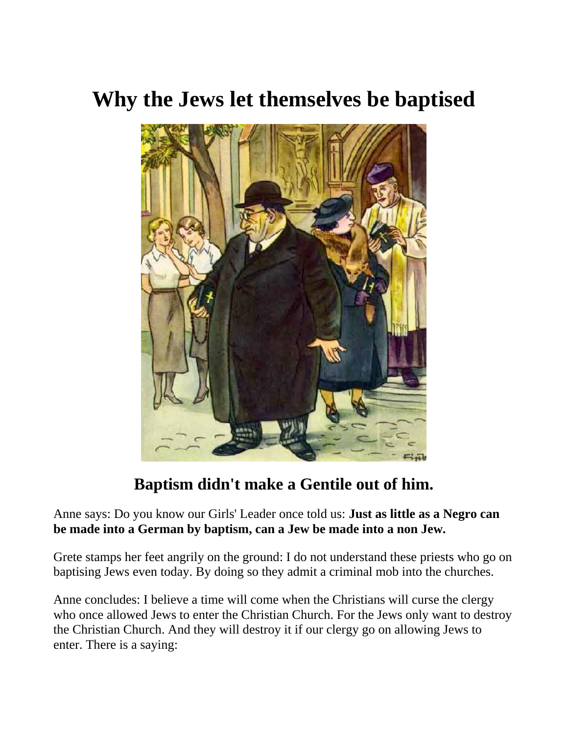# Why the Jews let themselves be baptised

## Baptism didn't make a Gentile out of him.

Anne says: Do you know our Girls' Leader once told us: **Just as little as a Negro can be made into a German by baptism, can a Jew be made into a non Jew.**

Grete stamps her feet angrily on the ground: I do not understand these priests who go on baptising Jews even today. By doing so they admit a criminal mob into the churches.

Anne concludes: I believe a time will come when the Christians will curse the clergy who once allowed Jews to enter the Christian Church. For the Jews only want to destroy the Christian Church. And they will destroy it if our clergy go on allowing Jews to enter. There is a saying: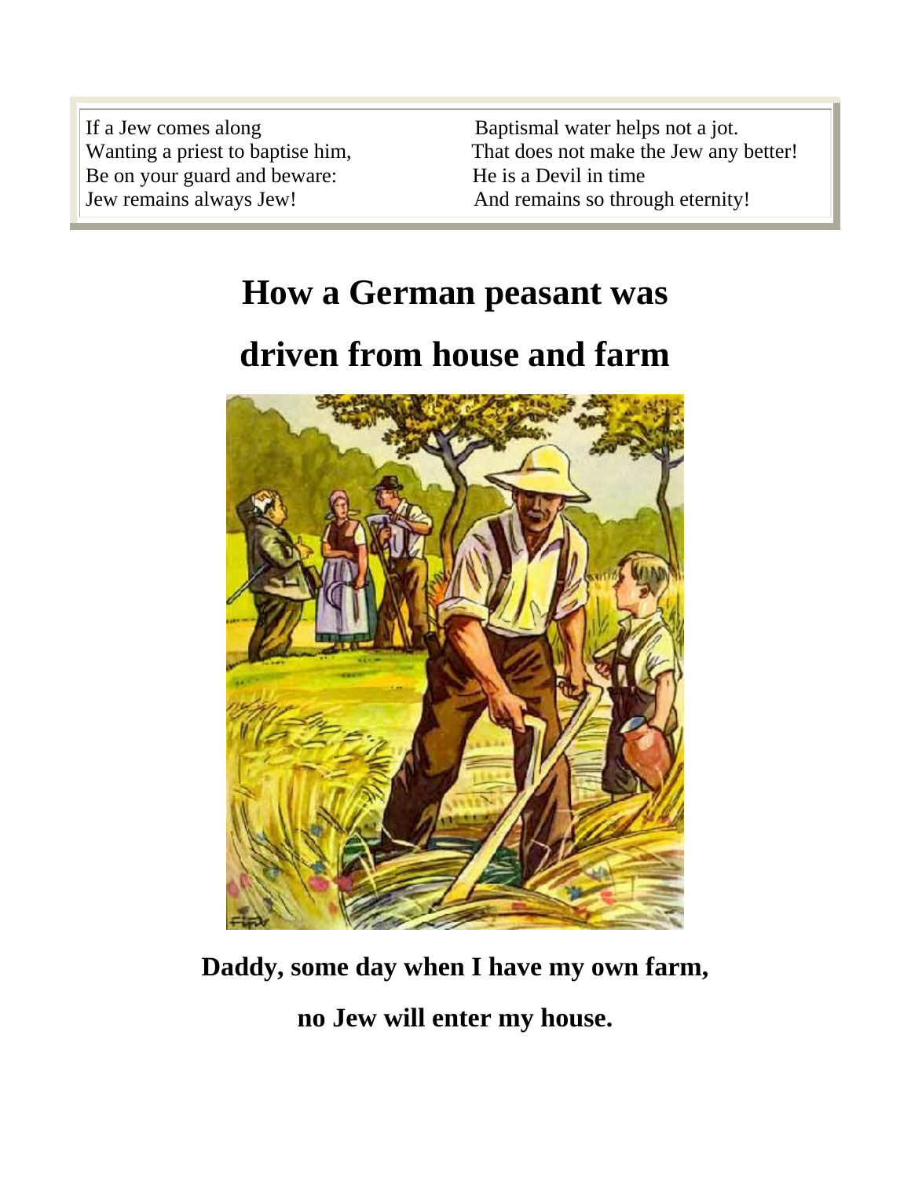If a Jew comes along
Wanting a priest to baptise him,
Be on your guard and beware:
Jew remains always Jew!

Baptismal water helps not a jot.
That does not make the Jew any better!
He is a Devil in time
And remains so through eternity!

# How a German peasant was driven from house and farm

**Daddy, some day when I have my own farm,**

**no Jew will enter my house.**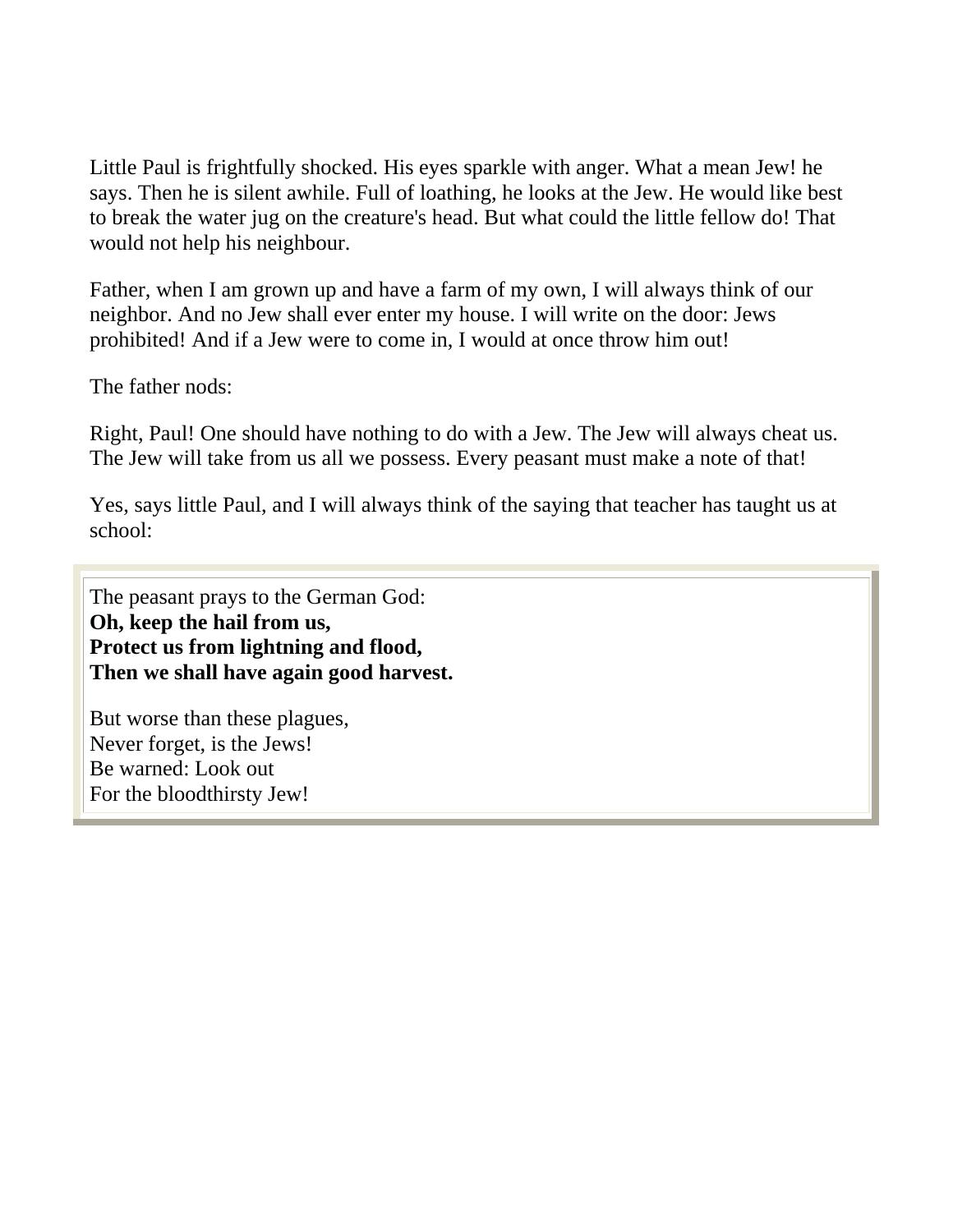Little Paul is frightfully shocked. His eyes sparkle with anger. What a mean Jew! he says. Then he is silent awhile. Full of loathing, he looks at the Jew. He would like best to break the water jug on the creature's head. But what could the little fellow do! That would not help his neighbour.

Father, when I am grown up and have a farm of my own, I will always think of our neighbor. And no Jew shall ever enter my house. I will write on the door: Jews prohibited! And if a Jew were to come in, I would at once throw him out!

The father nods:

Right, Paul! One should have nothing to do with a Jew. The Jew will always cheat us. The Jew will take from us all we possess. Every peasant must make a note of that!

Yes, says little Paul, and I will always think of the saying that teacher has taught us at school:

> The peasant prays to the German God:  
> **Oh, keep the hail from us,**  
> **Protect us from lightning and flood,**  
> **Then we shall have again good harvest.**
>
> But worse than these plagues,  
> Never forget, is the Jews!  
> Be warned: Look out  
> For the bloodthirsty Jew!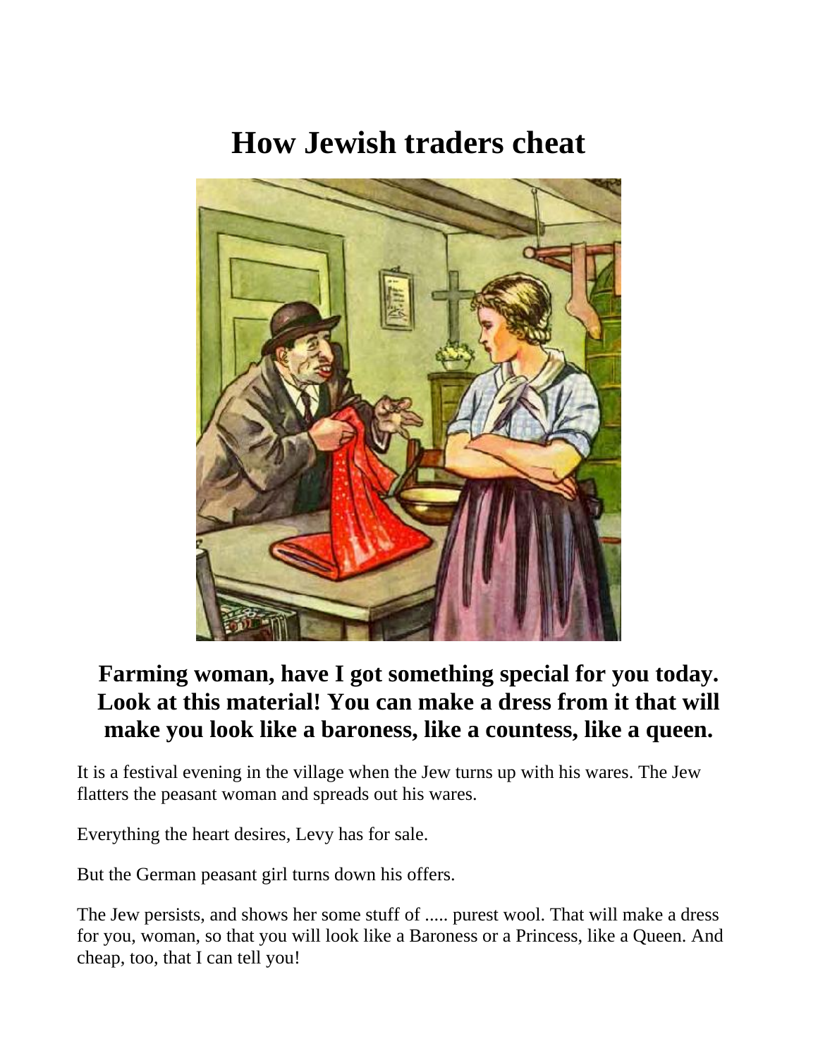# How Jewish traders cheat

**Farming woman, have I got something special for you today. Look at this material! You can make a dress from it that will make you look like a baroness, like a countess, like a queen.**

It is a festival evening in the village when the Jew turns up with his wares. The Jew flatters the peasant woman and spreads out his wares.

Everything the heart desires, Levy has for sale.

But the German peasant girl turns down his offers.

The Jew persists, and shows her some stuff of ..... purest wool. That will make a dress for you, woman, so that you will look like a Baroness or a Princess, like a Queen. And cheap, too, that I can tell you!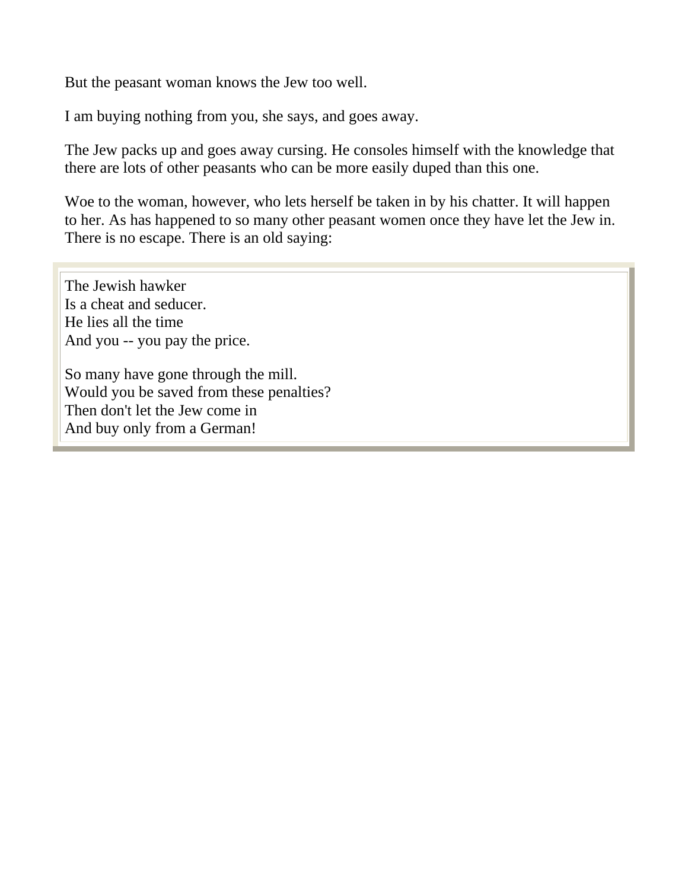But the peasant woman knows the Jew too well.

I am buying nothing from you, she says, and goes away.

The Jew packs up and goes away cursing. He consoles himself with the knowledge that there are lots of other peasants who can be more easily duped than this one.

Woe to the woman, however, who lets herself be taken in by his chatter. It will happen to her. As has happened to so many other peasant women once they have let the Jew in. There is no escape. There is an old saying:

> The Jewish hawker
> Is a cheat and seducer.
> He lies all the time
> And you -- you pay the price.
>
> So many have gone through the mill.
> Would you be saved from these penalties?
> Then don't let the Jew come in
> And buy only from a German!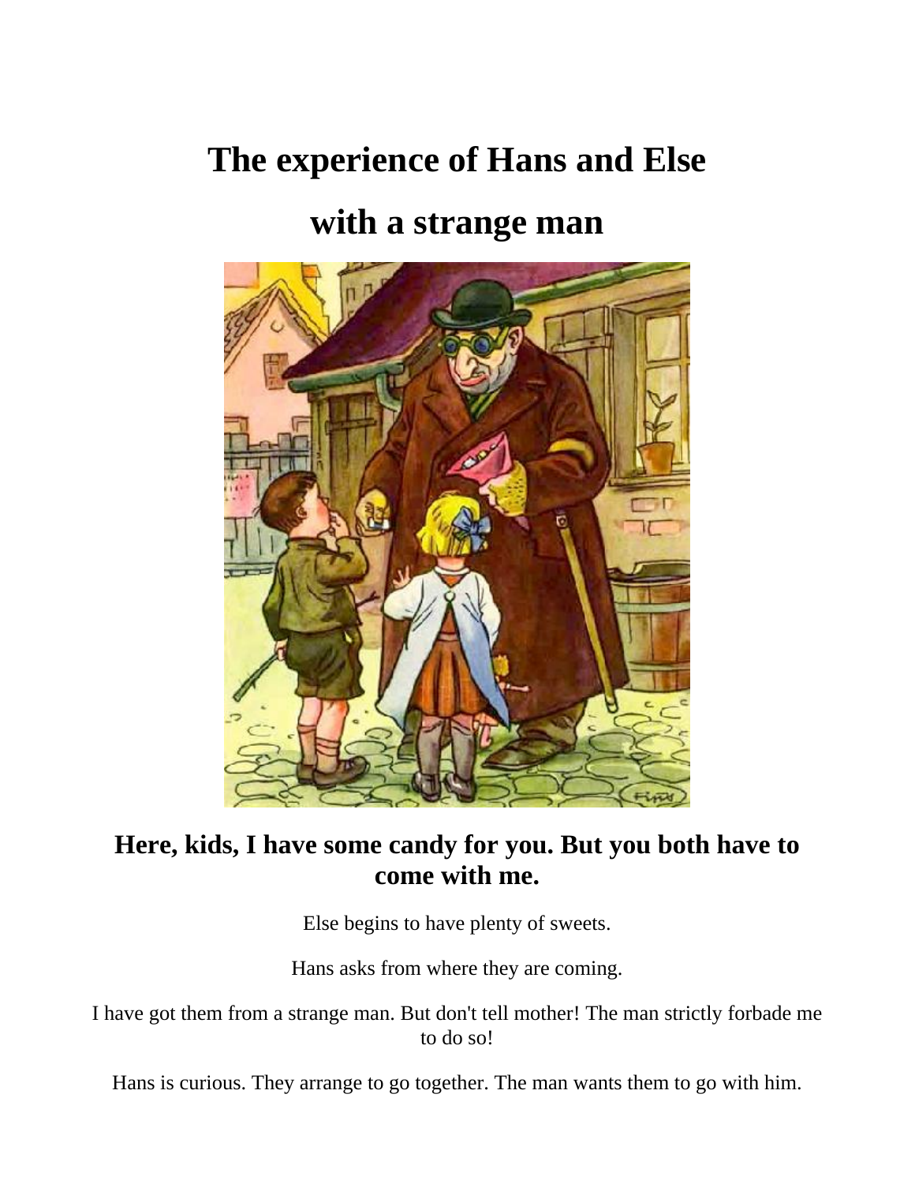# The experience of Hans and Else

# with a strange man

## Here, kids, I have some candy for you. But you both have to come with me.

Else begins to have plenty of sweets.

Hans asks from where they are coming.

I have got them from a strange man. But don't tell mother! The man strictly forbade me to do so!

Hans is curious. They arrange to go together. The man wants them to go with him.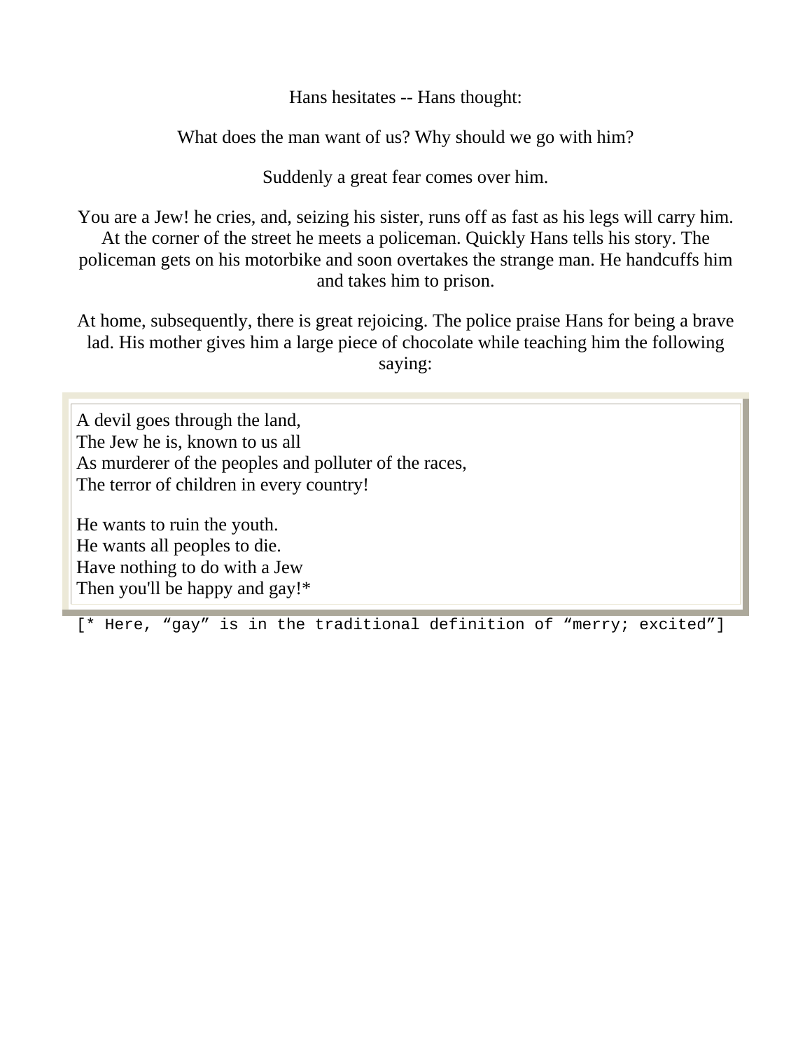Hans hesitates -- Hans thought:

What does the man want of us? Why should we go with him?

Suddenly a great fear comes over him.

You are a Jew! he cries, and, seizing his sister, runs off as fast as his legs will carry him. At the corner of the street he meets a policeman. Quickly Hans tells his story. The policeman gets on his motorbike and soon overtakes the strange man. He handcuffs him and takes him to prison.

At home, subsequently, there is great rejoicing. The police praise Hans for being a brave lad. His mother gives him a large piece of chocolate while teaching him the following saying:

> A devil goes through the land,
> The Jew he is, known to us all
> As murderer of the peoples and polluter of the races,
> The terror of children in every country!
>
> He wants to ruin the youth.
> He wants all peoples to die.
> Have nothing to do with a Jew
> Then you'll be happy and gay!*

[* Here, "gay" is in the traditional definition of "merry; excited"]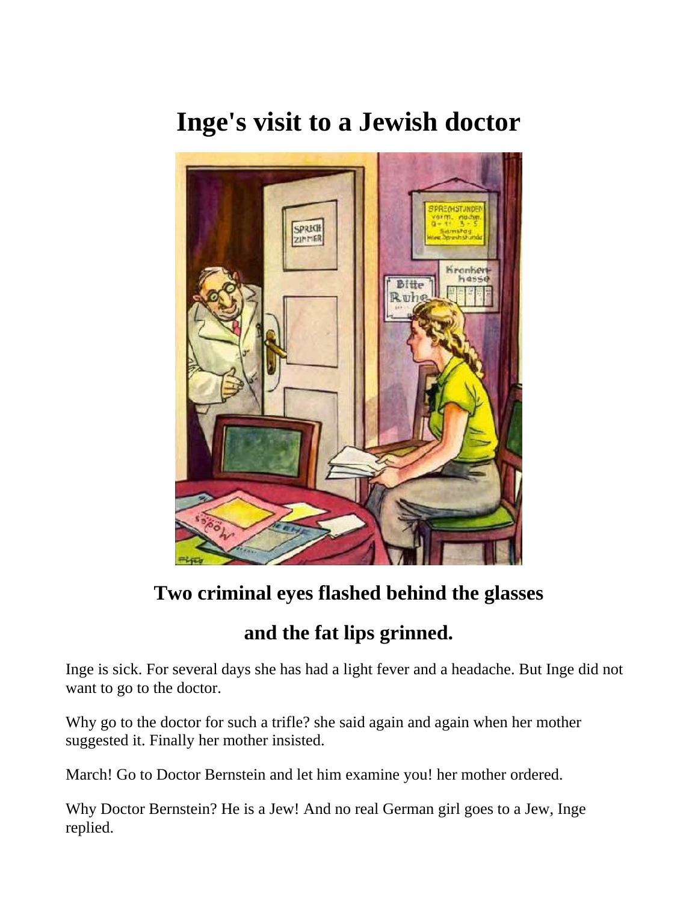# Inge's visit to a Jewish doctor

## Two criminal eyes flashed behind the glasses

## and the fat lips grinned.

Inge is sick. For several days she has had a light fever and a headache. But Inge did not want to go to the doctor.

Why go to the doctor for such a trifle? she said again and again when her mother suggested it. Finally her mother insisted.

March! Go to Doctor Bernstein and let him examine you! her mother ordered.

Why Doctor Bernstein? He is a Jew! And no real German girl goes to a Jew, Inge replied.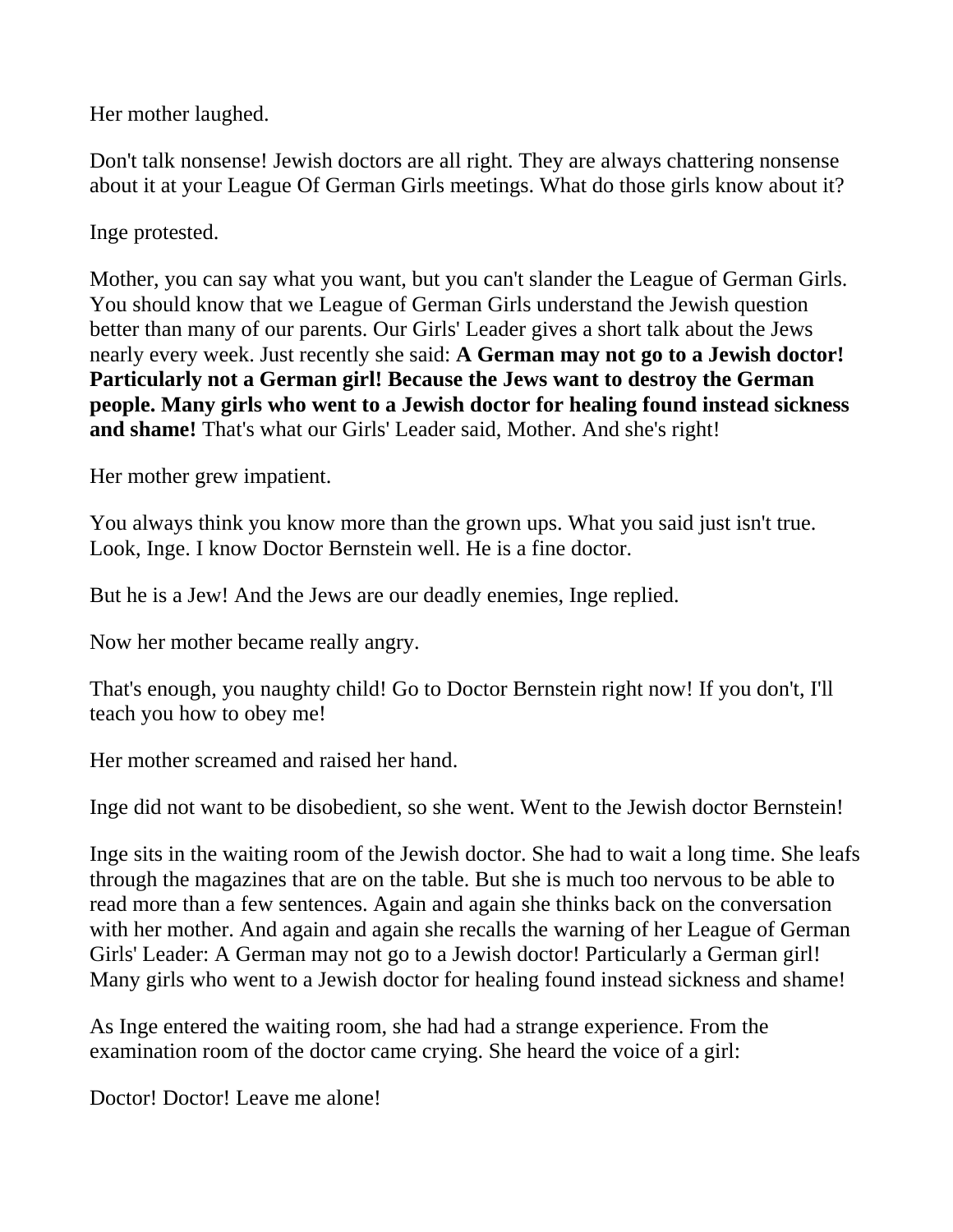Her mother laughed.

Don't talk nonsense! Jewish doctors are all right. They are always chattering nonsense about it at your League Of German Girls meetings. What do those girls know about it?

Inge protested.

Mother, you can say what you want, but you can't slander the League of German Girls. You should know that we League of German Girls understand the Jewish question better than many of our parents. Our Girls' Leader gives a short talk about the Jews nearly every week. Just recently she said: **A German may not go to a Jewish doctor! Particularly not a German girl! Because the Jews want to destroy the German people. Many girls who went to a Jewish doctor for healing found instead sickness and shame!** That's what our Girls' Leader said, Mother. And she's right!

Her mother grew impatient.

You always think you know more than the grown ups. What you said just isn't true. Look, Inge. I know Doctor Bernstein well. He is a fine doctor.

But he is a Jew! And the Jews are our deadly enemies, Inge replied.

Now her mother became really angry.

That's enough, you naughty child! Go to Doctor Bernstein right now! If you don't, I'll teach you how to obey me!

Her mother screamed and raised her hand.

Inge did not want to be disobedient, so she went. Went to the Jewish doctor Bernstein!

Inge sits in the waiting room of the Jewish doctor. She had to wait a long time. She leafs through the magazines that are on the table. But she is much too nervous to be able to read more than a few sentences. Again and again she thinks back on the conversation with her mother. And again and again she recalls the warning of her League of German Girls' Leader: A German may not go to a Jewish doctor! Particularly a German girl! Many girls who went to a Jewish doctor for healing found instead sickness and shame!

As Inge entered the waiting room, she had had a strange experience. From the examination room of the doctor came crying. She heard the voice of a girl:

Doctor! Doctor! Leave me alone!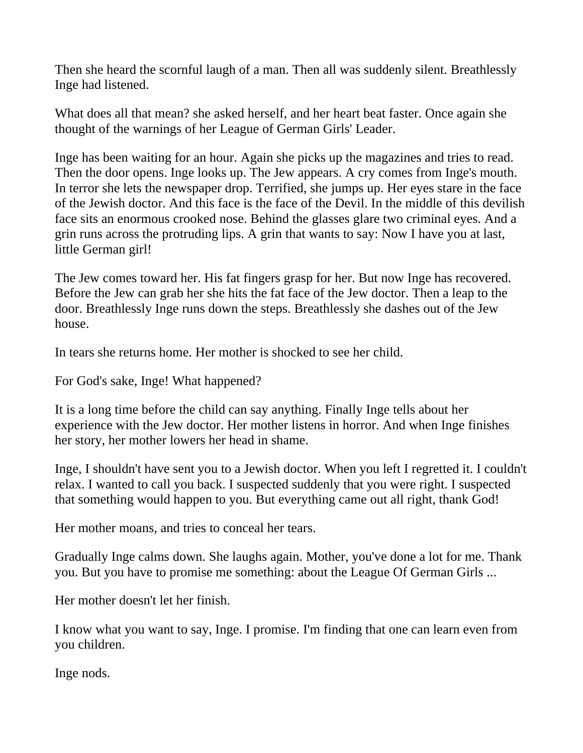Then she heard the scornful laugh of a man. Then all was suddenly silent. Breathlessly Inge had listened.

What does all that mean? she asked herself, and her heart beat faster. Once again she thought of the warnings of her League of German Girls' Leader.

Inge has been waiting for an hour. Again she picks up the magazines and tries to read. Then the door opens. Inge looks up. The Jew appears. A cry comes from Inge's mouth. In terror she lets the newspaper drop. Terrified, she jumps up. Her eyes stare in the face of the Jewish doctor. And this face is the face of the Devil. In the middle of this devilish face sits an enormous crooked nose. Behind the glasses glare two criminal eyes. And a grin runs across the protruding lips. A grin that wants to say: Now I have you at last, little German girl!

The Jew comes toward her. His fat fingers grasp for her. But now Inge has recovered. Before the Jew can grab her she hits the fat face of the Jew doctor. Then a leap to the door. Breathlessly Inge runs down the steps. Breathlessly she dashes out of the Jew house.

In tears she returns home. Her mother is shocked to see her child.

For God's sake, Inge! What happened?

It is a long time before the child can say anything. Finally Inge tells about her experience with the Jew doctor. Her mother listens in horror. And when Inge finishes her story, her mother lowers her head in shame.

Inge, I shouldn't have sent you to a Jewish doctor. When you left I regretted it. I couldn't relax. I wanted to call you back. I suspected suddenly that you were right. I suspected that something would happen to you. But everything came out all right, thank God!

Her mother moans, and tries to conceal her tears.

Gradually Inge calms down. She laughs again. Mother, you've done a lot for me. Thank you. But you have to promise me something: about the League Of German Girls ...

Her mother doesn't let her finish.

I know what you want to say, Inge. I promise. I'm finding that one can learn even from you children.

Inge nods.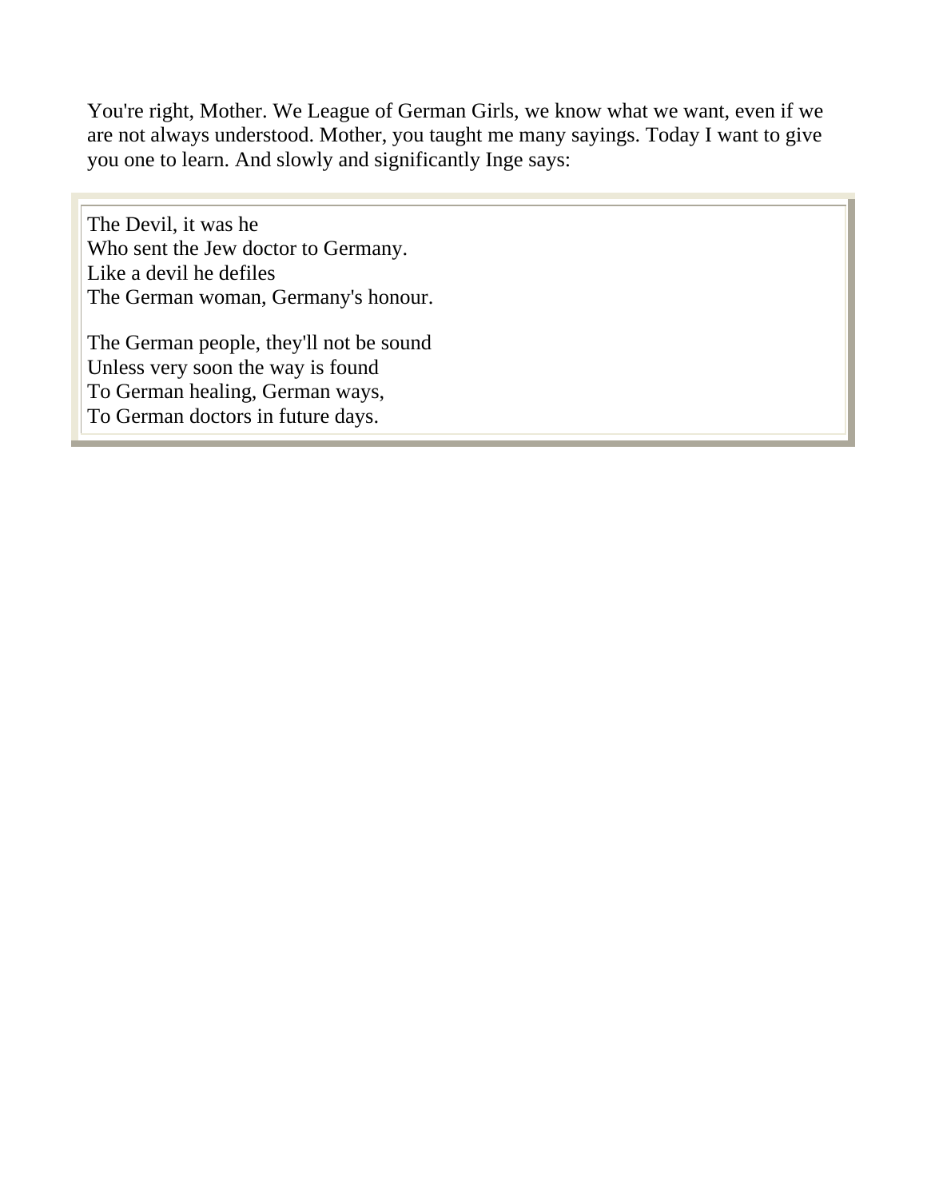You're right, Mother. We League of German Girls, we know what we want, even if we are not always understood. Mother, you taught me many sayings. Today I want to give you one to learn. And slowly and significantly Inge says:

> The Devil, it was he
> Who sent the Jew doctor to Germany.
> Like a devil he defiles
> The German woman, Germany's honour.
>
> The German people, they'll not be sound
> Unless very soon the way is found
> To German healing, German ways,
> To German doctors in future days.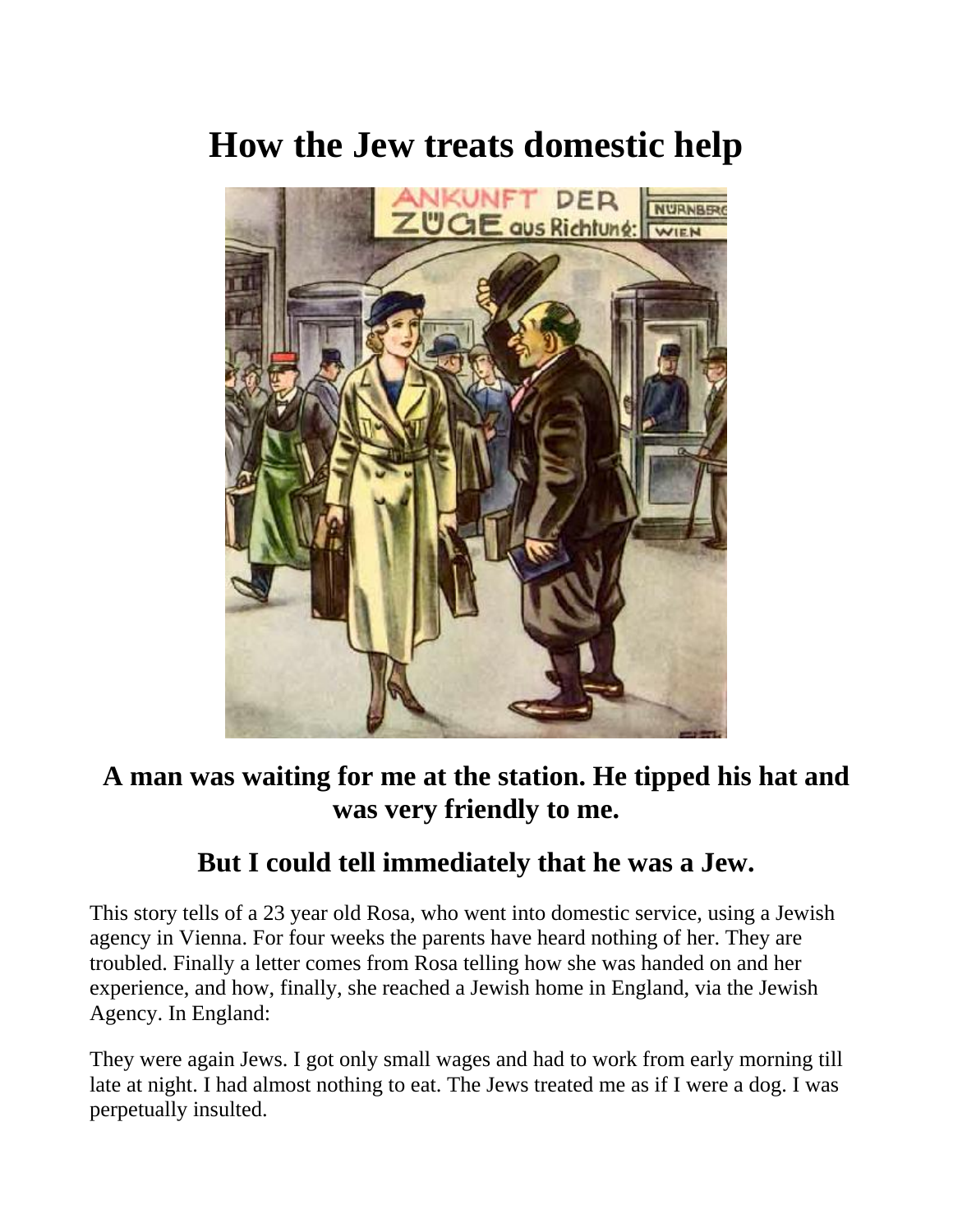# How the Jew treats domestic help

### A man was waiting for me at the station. He tipped his hat and was very friendly to me.

### But I could tell immediately that he was a Jew.

This story tells of a 23 year old Rosa, who went into domestic service, using a Jewish agency in Vienna. For four weeks the parents have heard nothing of her. They are troubled. Finally a letter comes from Rosa telling how she was handed on and her experience, and how, finally, she reached a Jewish home in England, via the Jewish Agency. In England:

They were again Jews. I got only small wages and had to work from early morning till late at night. I had almost nothing to eat. The Jews treated me as if I were a dog. I was perpetually insulted.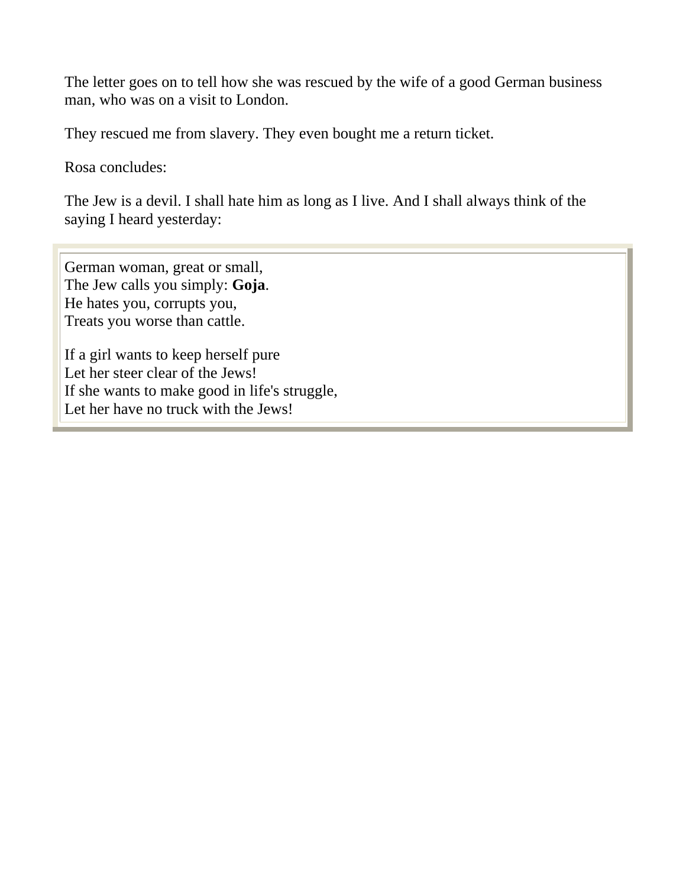The letter goes on to tell how she was rescued by the wife of a good German business man, who was on a visit to London.

They rescued me from slavery. They even bought me a return ticket.

Rosa concludes:

The Jew is a devil. I shall hate him as long as I live. And I shall always think of the saying I heard yesterday:

> German woman, great or small,
> The Jew calls you simply: **Goja**.
> He hates you, corrupts you,
> Treats you worse than cattle.
>
> If a girl wants to keep herself pure
> Let her steer clear of the Jews!
> If she wants to make good in life's struggle,
> Let her have no truck with the Jews!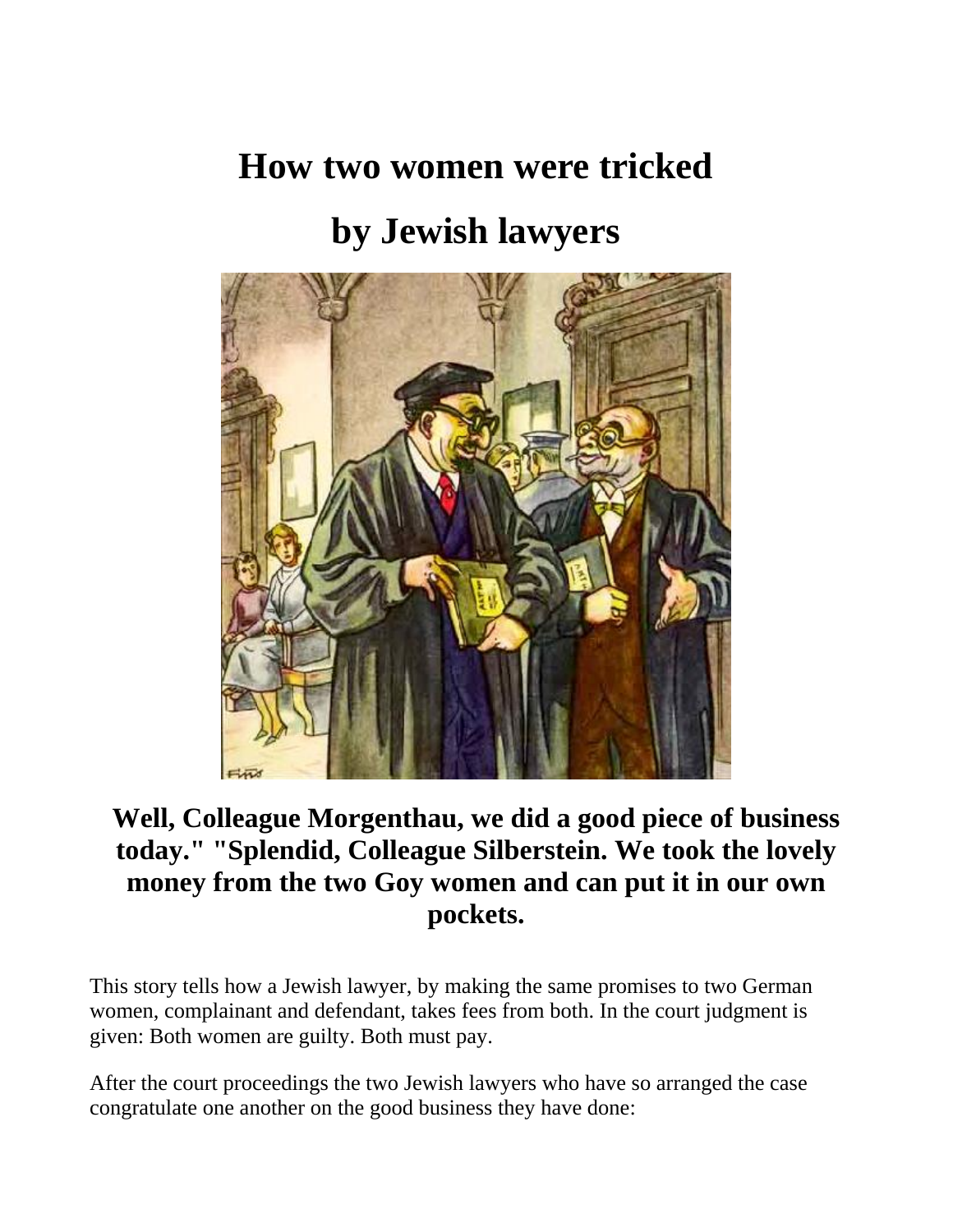# How two women were tricked

# by Jewish lawyers

**Well, Colleague Morgenthau, we did a good piece of business today." "Splendid, Colleague Silberstein. We took the lovely money from the two Goy women and can put it in our own pockets.**

This story tells how a Jewish lawyer, by making the same promises to two German women, complainant and defendant, takes fees from both. In the court judgment is given: Both women are guilty. Both must pay.

After the court proceedings the two Jewish lawyers who have so arranged the case congratulate one another on the good business they have done: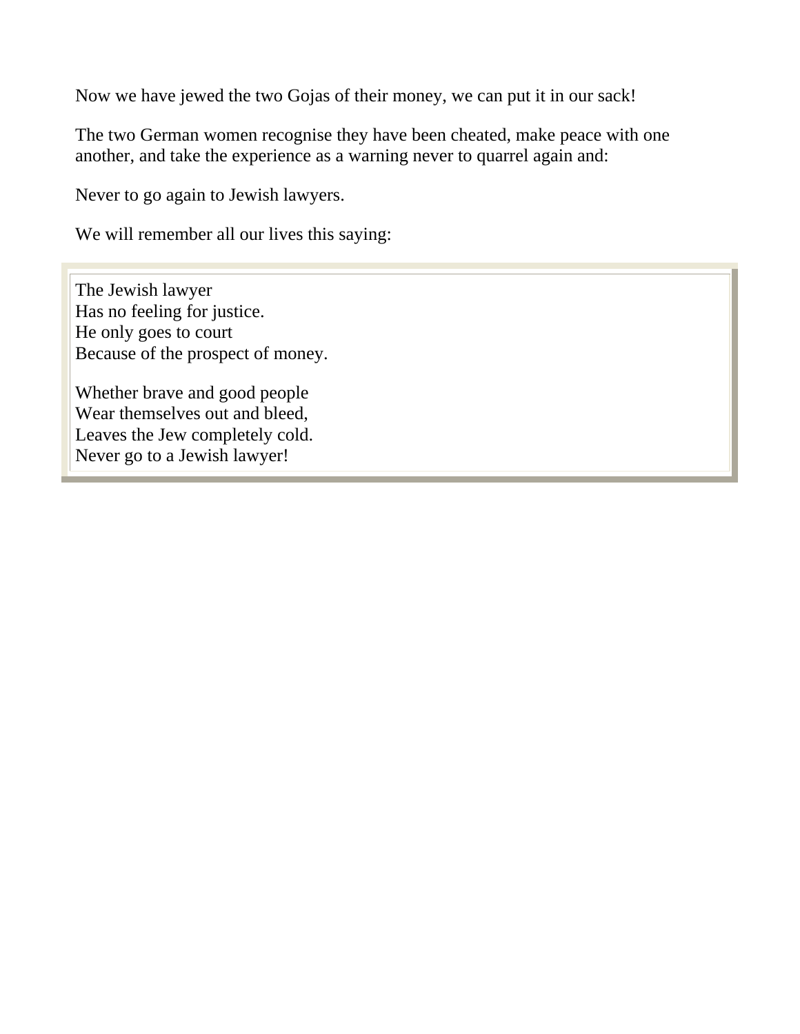Now we have jewed the two Gojas of their money, we can put it in our sack!

The two German women recognise they have been cheated, make peace with one another, and take the experience as a warning never to quarrel again and:

Never to go again to Jewish lawyers.

We will remember all our lives this saying:

> The Jewish lawyer
> Has no feeling for justice.
> He only goes to court
> Because of the prospect of money.
>
> Whether brave and good people
> Wear themselves out and bleed,
> Leaves the Jew completely cold.
> Never go to a Jewish lawyer!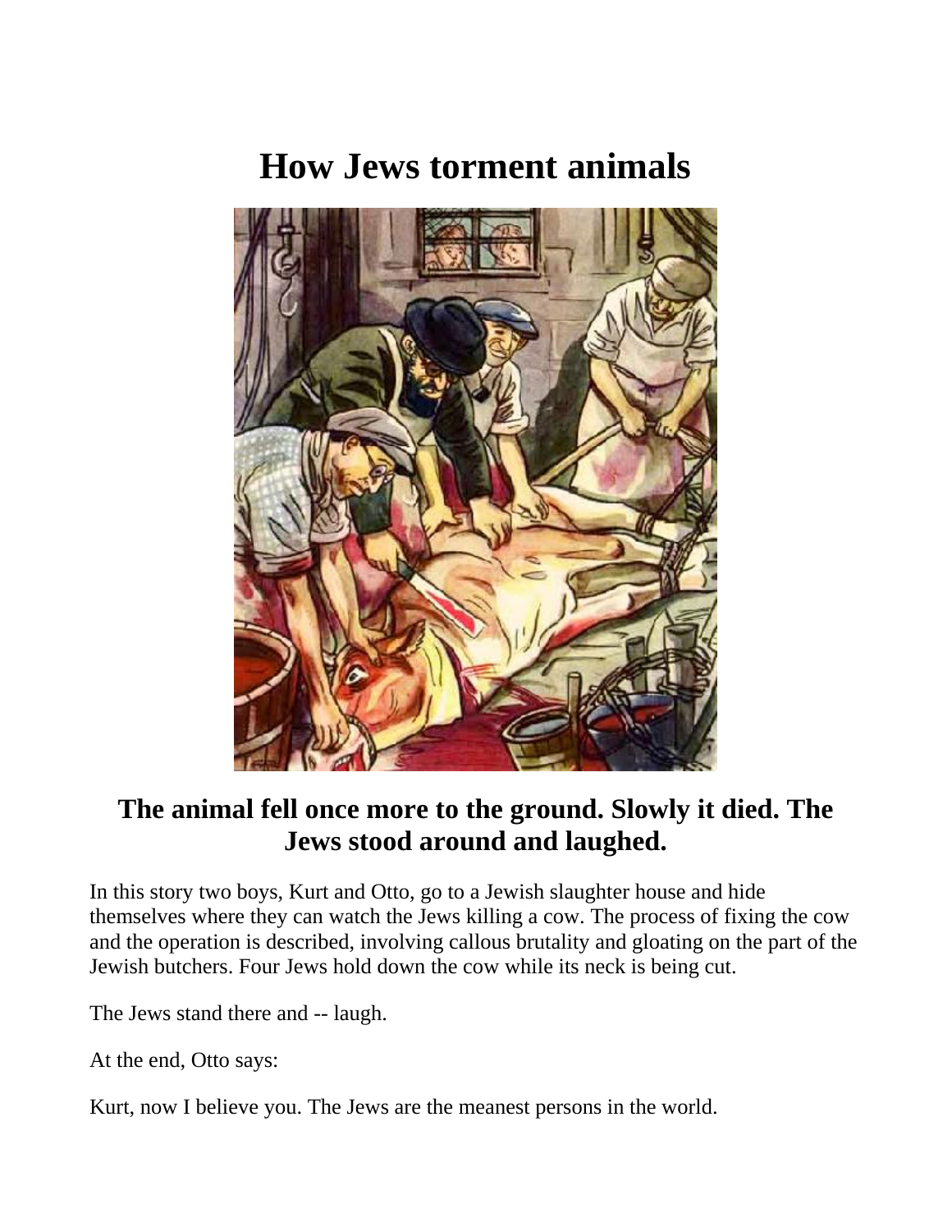# How Jews torment animals

## The animal fell once more to the ground. Slowly it died. The Jews stood around and laughed.

In this story two boys, Kurt and Otto, go to a Jewish slaughter house and hide themselves where they can watch the Jews killing a cow. The process of fixing the cow and the operation is described, involving callous brutality and gloating on the part of the Jewish butchers. Four Jews hold down the cow while its neck is being cut.

The Jews stand there and -- laugh.

At the end, Otto says:

Kurt, now I believe you. The Jews are the meanest persons in the world.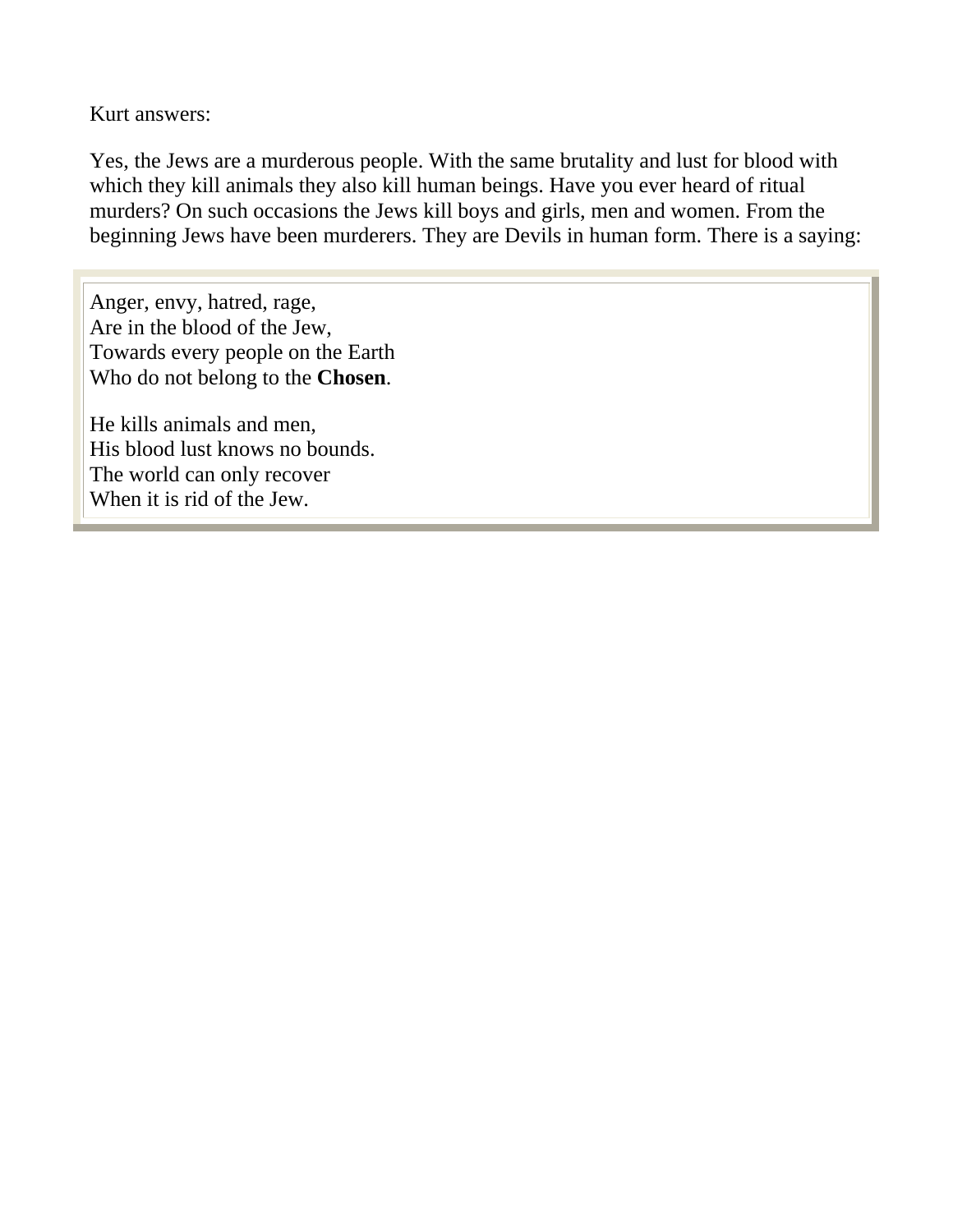Kurt answers:

Yes, the Jews are a murderous people. With the same brutality and lust for blood with which they kill animals they also kill human beings. Have you ever heard of ritual murders? On such occasions the Jews kill boys and girls, men and women. From the beginning Jews have been murderers. They are Devils in human form. There is a saying:

> Anger, envy, hatred, rage,  
> Are in the blood of the Jew,  
> Towards every people on the Earth  
> Who do not belong to the **Chosen**.
>
> He kills animals and men,  
> His blood lust knows no bounds.  
> The world can only recover  
> When it is rid of the Jew.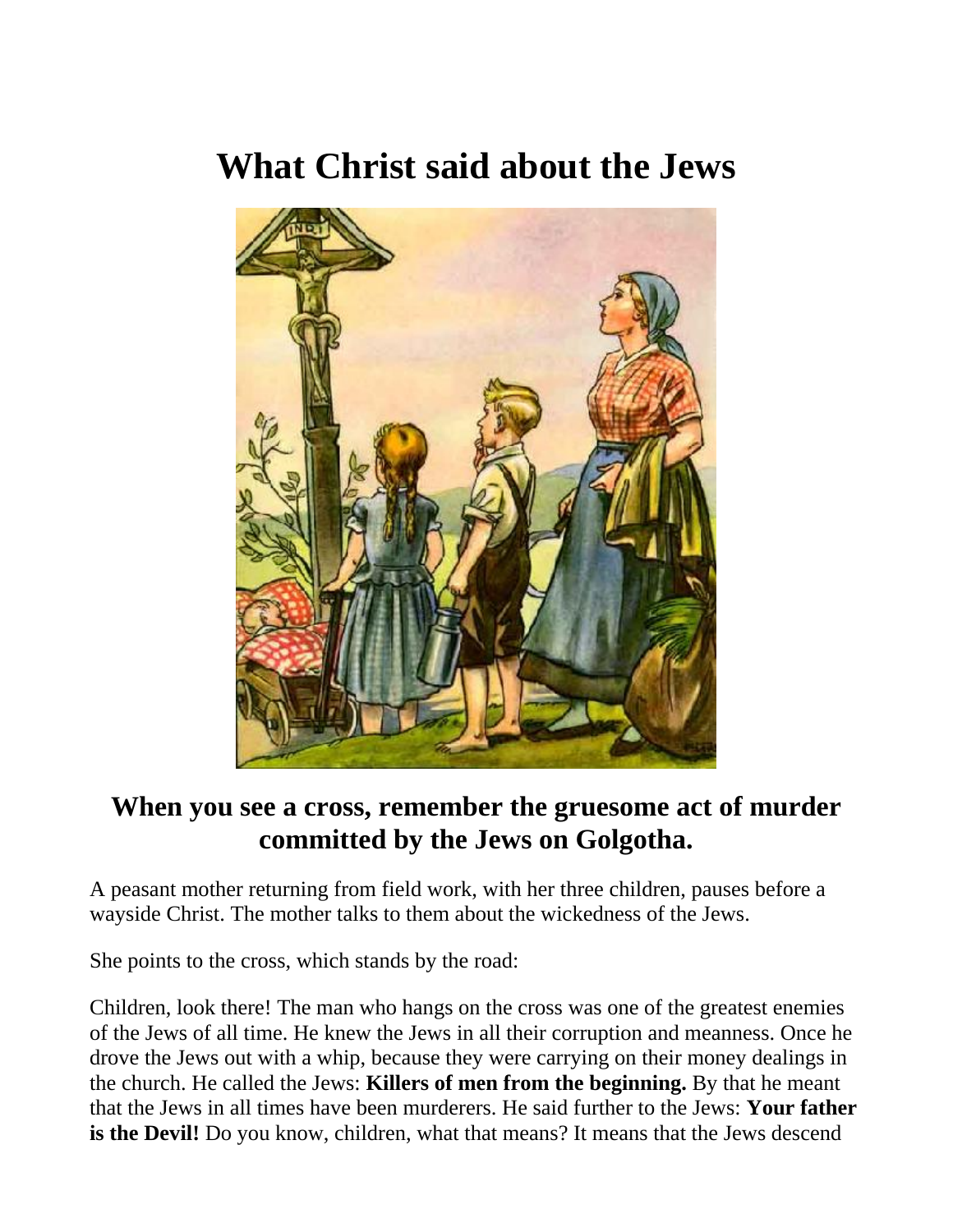# What Christ said about the Jews

## When you see a cross, remember the gruesome act of murder committed by the Jews on Golgotha.

A peasant mother returning from field work, with her three children, pauses before a wayside Christ. The mother talks to them about the wickedness of the Jews.

She points to the cross, which stands by the road:

Children, look there! The man who hangs on the cross was one of the greatest enemies of the Jews of all time. He knew the Jews in all their corruption and meanness. Once he drove the Jews out with a whip, because they were carrying on their money dealings in the church. He called the Jews: **Killers of men from the beginning.** By that he meant that the Jews in all times have been murderers. He said further to the Jews: **Your father is the Devil!** Do you know, children, what that means? It means that the Jews descend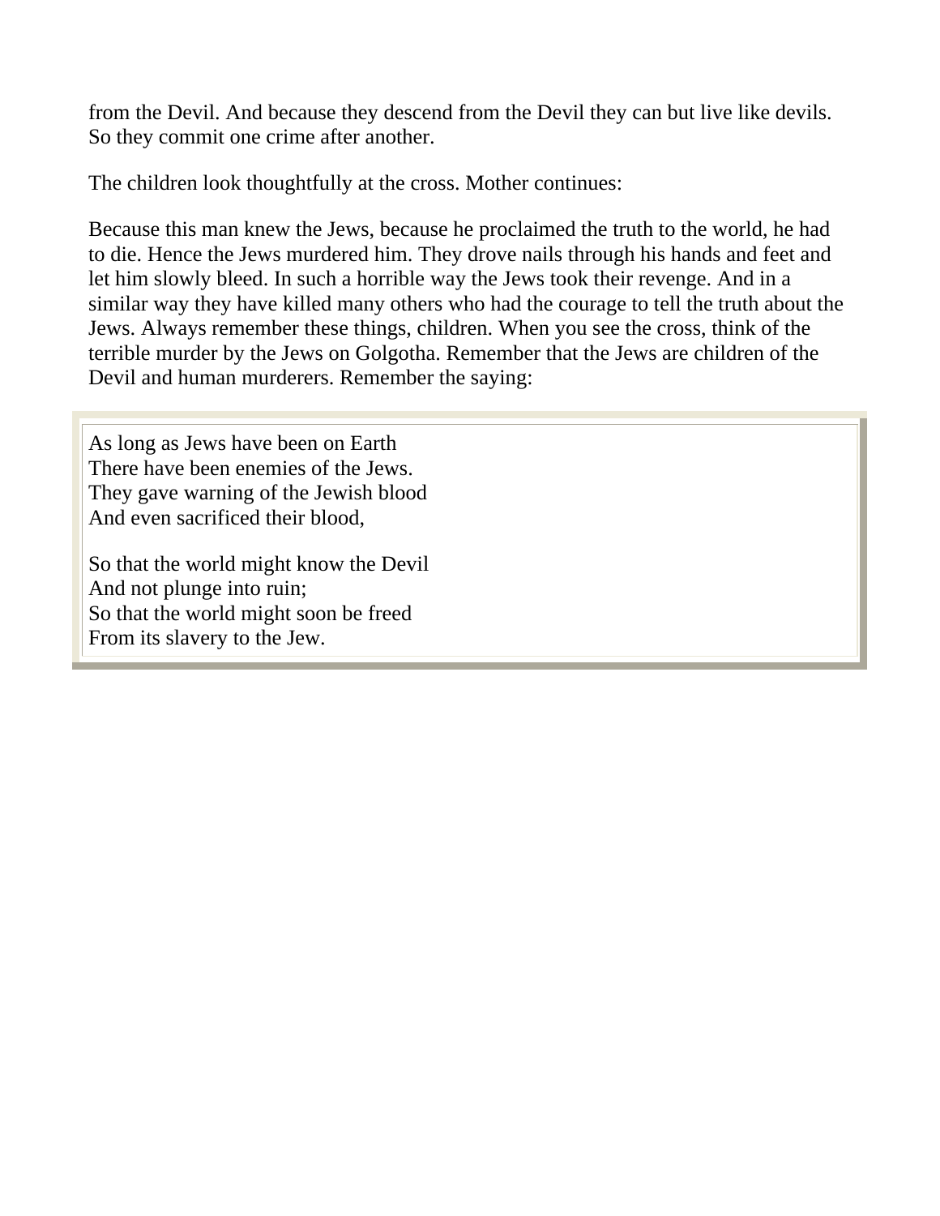from the Devil. And because they descend from the Devil they can but live like devils. So they commit one crime after another.

The children look thoughtfully at the cross. Mother continues:

Because this man knew the Jews, because he proclaimed the truth to the world, he had to die. Hence the Jews murdered him. They drove nails through his hands and feet and let him slowly bleed. In such a horrible way the Jews took their revenge. And in a similar way they have killed many others who had the courage to tell the truth about the Jews. Always remember these things, children. When you see the cross, think of the terrible murder by the Jews on Golgotha. Remember that the Jews are children of the Devil and human murderers. Remember the saying:

> As long as Jews have been on Earth
> There have been enemies of the Jews.
> They gave warning of the Jewish blood
> And even sacrificed their blood,
>
> So that the world might know the Devil
> And not plunge into ruin;
> So that the world might soon be freed
> From its slavery to the Jew.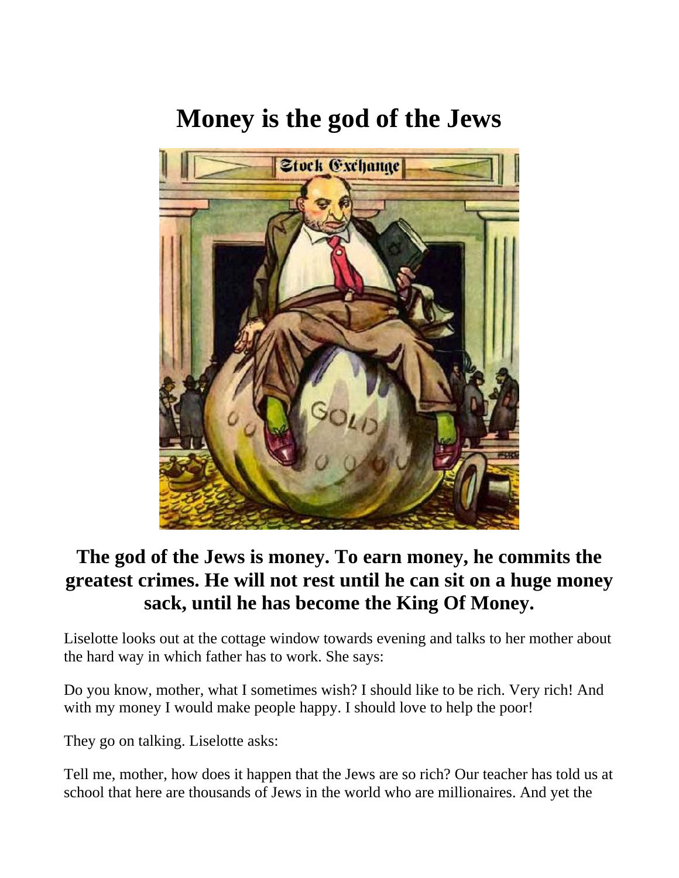# Money is the god of the Jews

## The god of the Jews is money. To earn money, he commits the greatest crimes. He will not rest until he can sit on a huge money sack, until he has become the King Of Money.

Liselotte looks out at the cottage window towards evening and talks to her mother about the hard way in which father has to work. She says:

Do you know, mother, what I sometimes wish? I should like to be rich. Very rich! And with my money I would make people happy. I should love to help the poor!

They go on talking. Liselotte asks:

Tell me, mother, how does it happen that the Jews are so rich? Our teacher has told us at school that here are thousands of Jews in the world who are millionaires. And yet the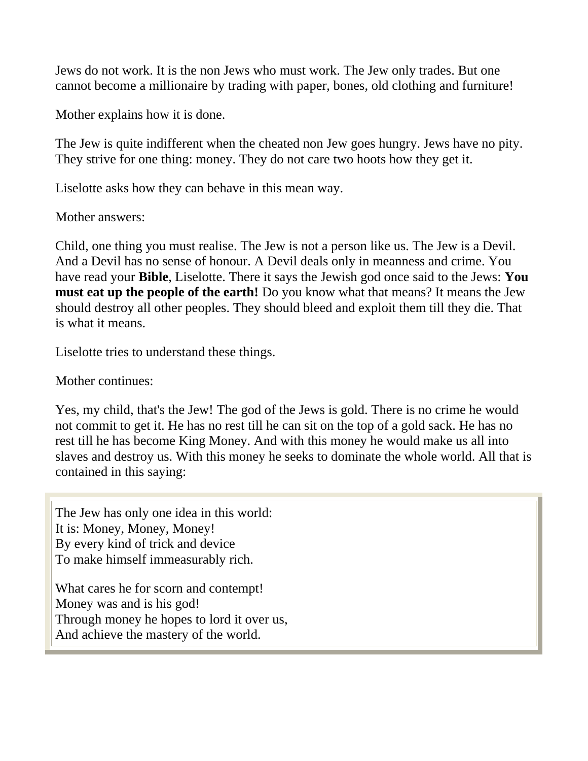Jews do not work. It is the non Jews who must work. The Jew only trades. But one cannot become a millionaire by trading with paper, bones, old clothing and furniture!

Mother explains how it is done.

The Jew is quite indifferent when the cheated non Jew goes hungry. Jews have no pity. They strive for one thing: money. They do not care two hoots how they get it.

Liselotte asks how they can behave in this mean way.

Mother answers:

Child, one thing you must realise. The Jew is not a person like us. The Jew is a Devil. And a Devil has no sense of honour. A Devil deals only in meanness and crime. You have read your **Bible**, Liselotte. There it says the Jewish god once said to the Jews: **You must eat up the people of the earth!** Do you know what that means? It means the Jew should destroy all other peoples. They should bleed and exploit them till they die. That is what it means.

Liselotte tries to understand these things.

Mother continues:

Yes, my child, that's the Jew! The god of the Jews is gold. There is no crime he would not commit to get it. He has no rest till he can sit on the top of a gold sack. He has no rest till he has become King Money. And with this money he would make us all into slaves and destroy us. With this money he seeks to dominate the whole world. All that is contained in this saying:

> The Jew has only one idea in this world:
> It is: Money, Money, Money!
> By every kind of trick and device
> To make himself immeasurably rich.
>
> What cares he for scorn and contempt!
> Money was and is his god!
> Through money he hopes to lord it over us,
> And achieve the mastery of the world.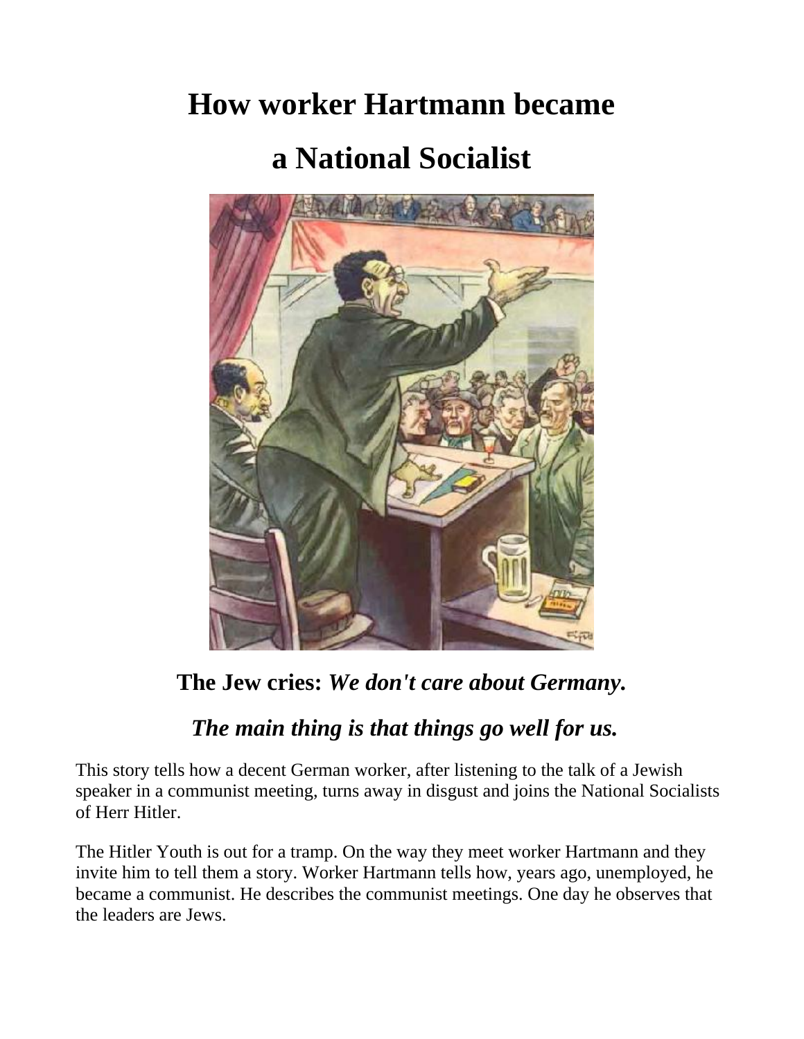# How worker Hartmann became a National Socialist

**The Jew cries:** ***We don't care about Germany.***

***The main thing is that things go well for us.***

This story tells how a decent German worker, after listening to the talk of a Jewish speaker in a communist meeting, turns away in disgust and joins the National Socialists of Herr Hitler.

The Hitler Youth is out for a tramp. On the way they meet worker Hartmann and they invite him to tell them a story. Worker Hartmann tells how, years ago, unemployed, he became a communist. He describes the communist meetings. One day he observes that the leaders are Jews.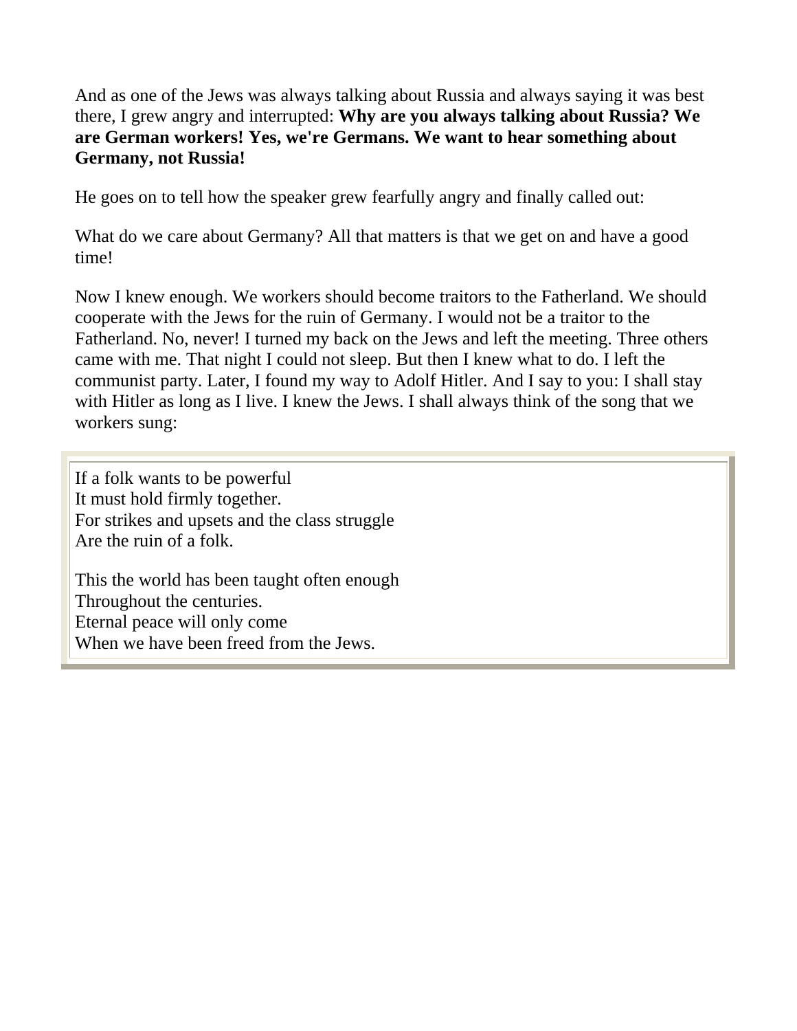And as one of the Jews was always talking about Russia and always saying it was best there, I grew angry and interrupted: **Why are you always talking about Russia? We are German workers! Yes, we're Germans. We want to hear something about Germany, not Russia!**

He goes on to tell how the speaker grew fearfully angry and finally called out:

What do we care about Germany? All that matters is that we get on and have a good time!

Now I knew enough. We workers should become traitors to the Fatherland. We should cooperate with the Jews for the ruin of Germany. I would not be a traitor to the Fatherland. No, never! I turned my back on the Jews and left the meeting. Three others came with me. That night I could not sleep. But then I knew what to do. I left the communist party. Later, I found my way to Adolf Hitler. And I say to you: I shall stay with Hitler as long as I live. I knew the Jews. I shall always think of the song that we workers sung:

> If a folk wants to be powerful
> It must hold firmly together.
> For strikes and upsets and the class struggle
> Are the ruin of a folk.
>
> This the world has been taught often enough
> Throughout the centuries.
> Eternal peace will only come
> When we have been freed from the Jews.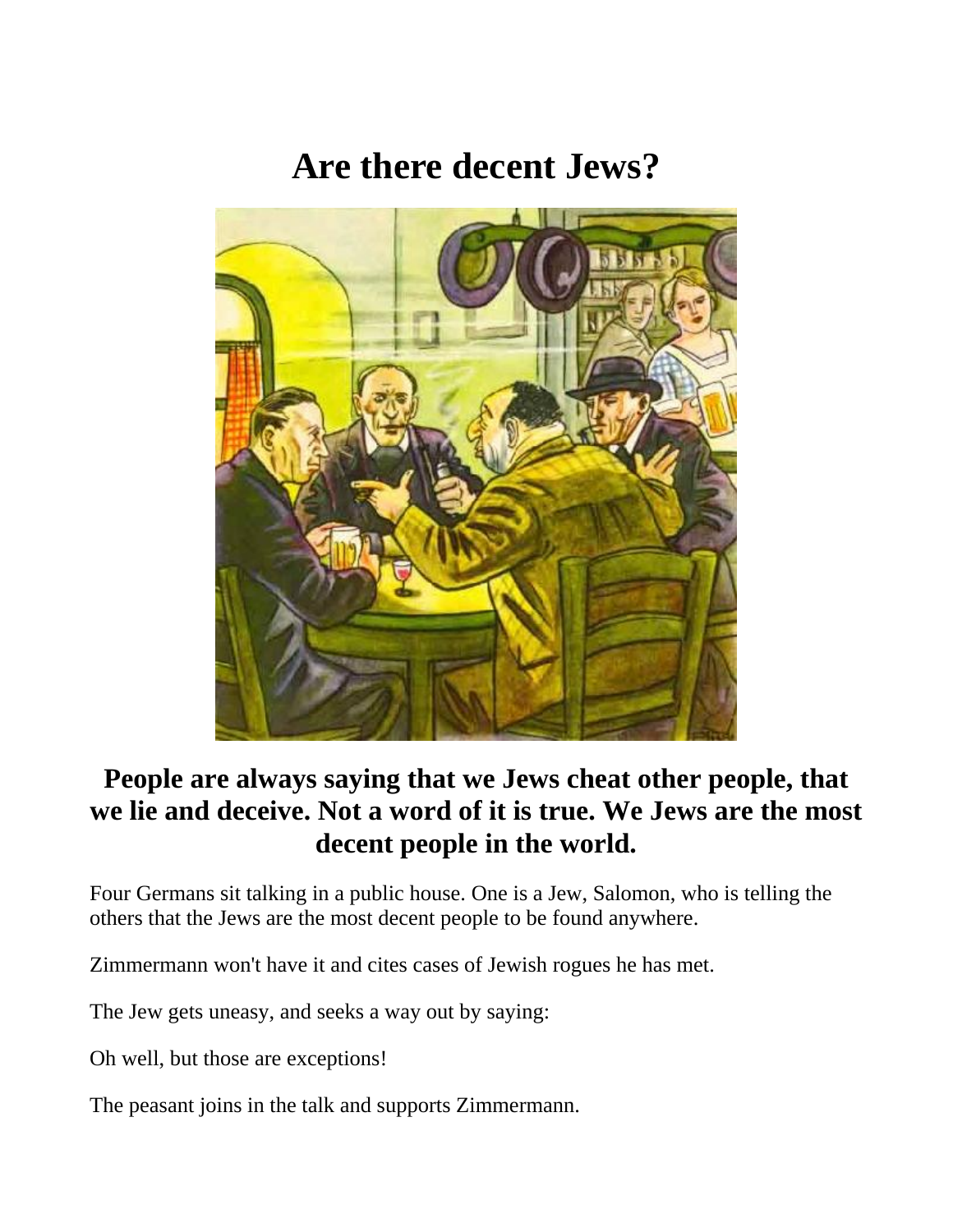# Are there decent Jews?

**People are always saying that we Jews cheat other people, that we lie and deceive. Not a word of it is true. We Jews are the most decent people in the world.**

Four Germans sit talking in a public house. One is a Jew, Salomon, who is telling the others that the Jews are the most decent people to be found anywhere.

Zimmermann won't have it and cites cases of Jewish rogues he has met.

The Jew gets uneasy, and seeks a way out by saying:

Oh well, but those are exceptions!

The peasant joins in the talk and supports Zimmermann.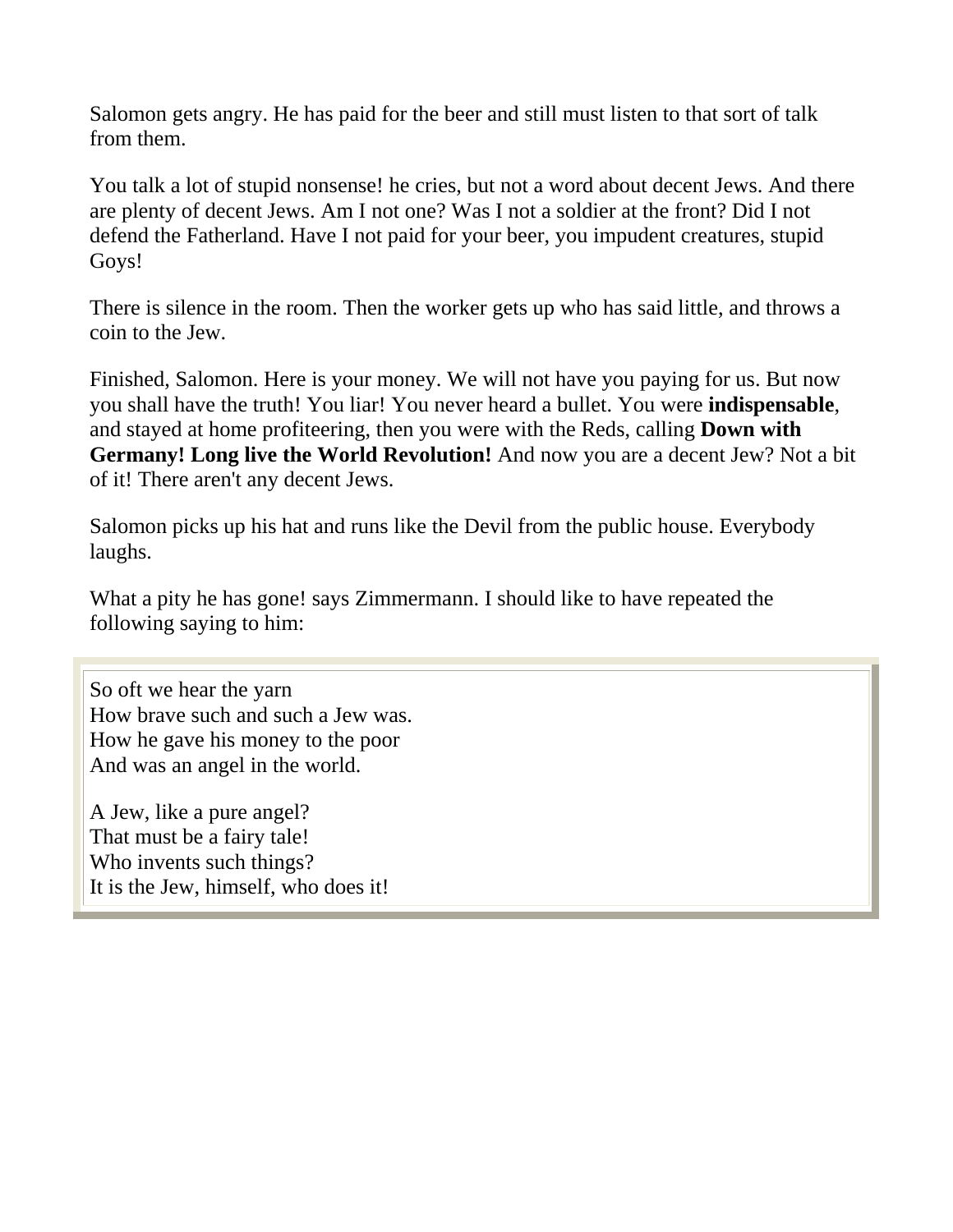Salomon gets angry. He has paid for the beer and still must listen to that sort of talk from them.

You talk a lot of stupid nonsense! he cries, but not a word about decent Jews. And there are plenty of decent Jews. Am I not one? Was I not a soldier at the front? Did I not defend the Fatherland. Have I not paid for your beer, you impudent creatures, stupid Goys!

There is silence in the room. Then the worker gets up who has said little, and throws a coin to the Jew.

Finished, Salomon. Here is your money. We will not have you paying for us. But now you shall have the truth! You liar! You never heard a bullet. You were **indispensable**, and stayed at home profiteering, then you were with the Reds, calling **Down with Germany! Long live the World Revolution!** And now you are a decent Jew? Not a bit of it! There aren't any decent Jews.

Salomon picks up his hat and runs like the Devil from the public house. Everybody laughs.

What a pity he has gone! says Zimmermann. I should like to have repeated the following saying to him:

So oft we hear the yarn
How brave such and such a Jew was.
How he gave his money to the poor
And was an angel in the world.

A Jew, like a pure angel?
That must be a fairy tale!
Who invents such things?
It is the Jew, himself, who does it!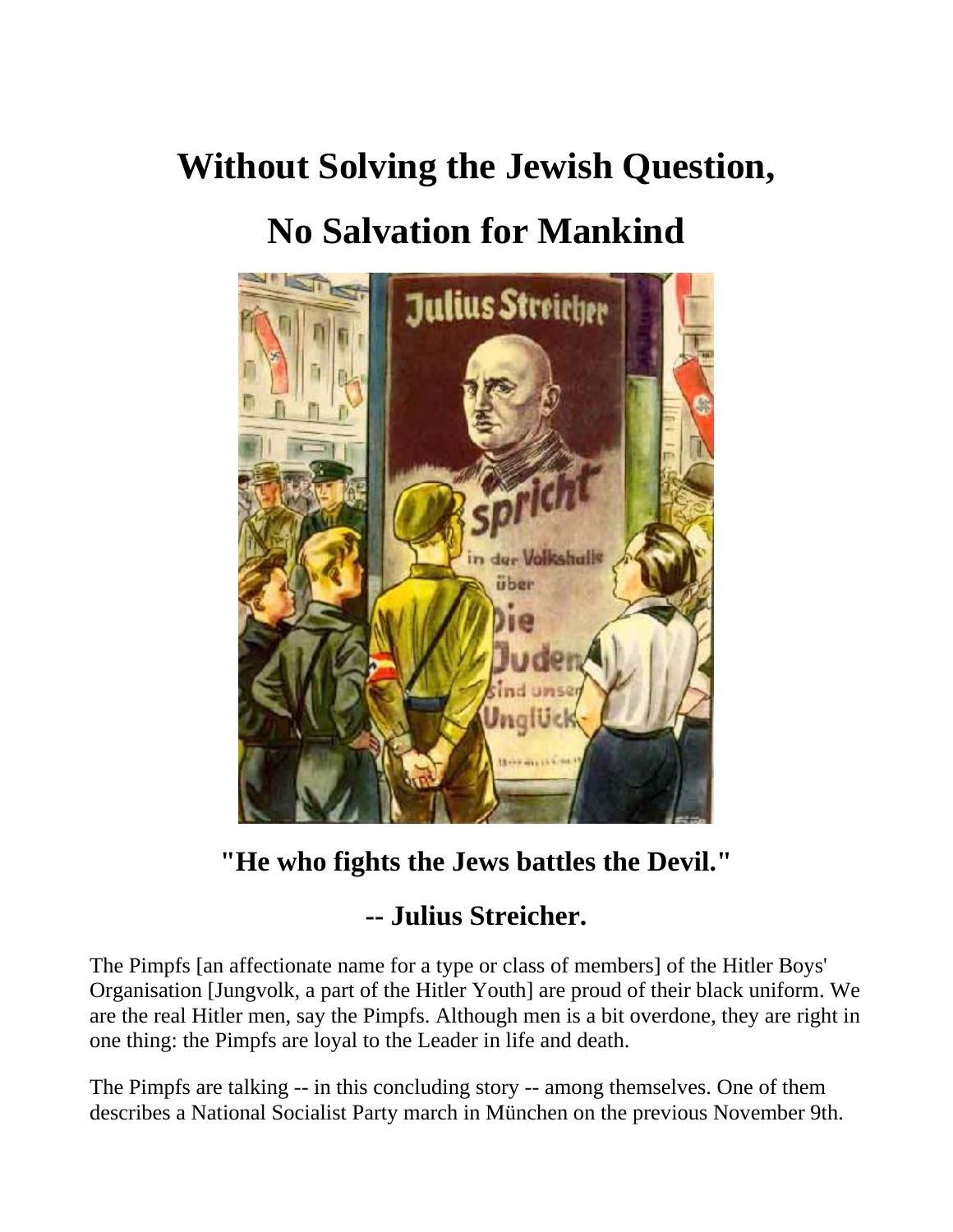# Without Solving the Jewish Question,

# No Salvation for Mankind

**"He who fights the Jews battles the Devil."**

**-- Julius Streicher.**

The Pimpfs [an affectionate name for a type or class of members] of the Hitler Boys' Organisation [Jungvolk, a part of the Hitler Youth] are proud of their black uniform. We are the real Hitler men, say the Pimpfs. Although men is a bit overdone, they are right in one thing: the Pimpfs are loyal to the Leader in life and death.

The Pimpfs are talking -- in this concluding story -- among themselves. One of them describes a National Socialist Party march in München on the previous November 9th.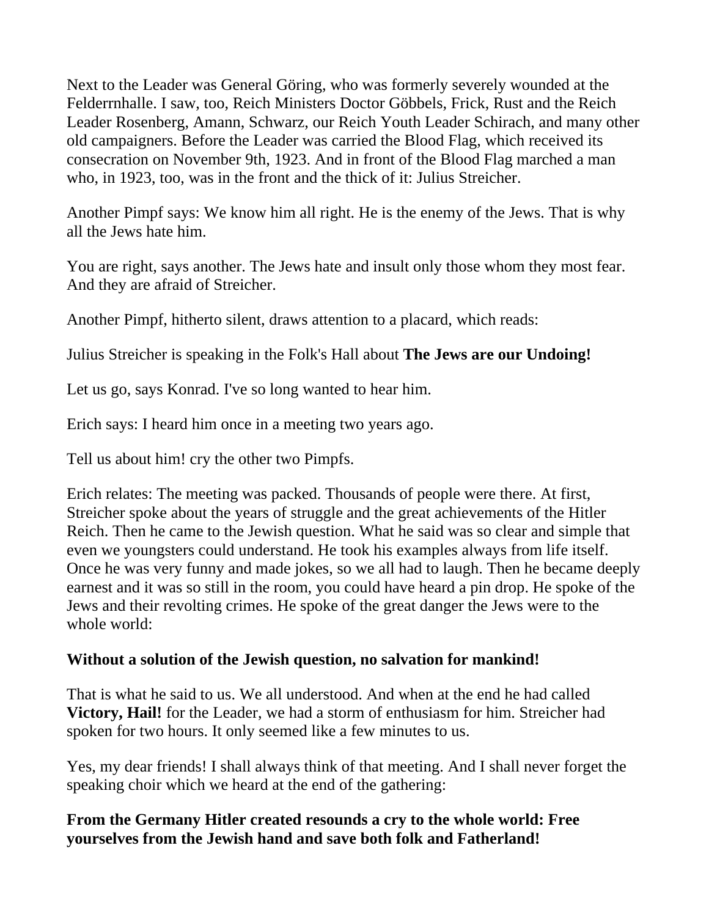Next to the Leader was General Göring, who was formerly severely wounded at the Felderrnhalle. I saw, too, Reich Ministers Doctor Göbbels, Frick, Rust and the Reich Leader Rosenberg, Amann, Schwarz, our Reich Youth Leader Schirach, and many other old campaigners. Before the Leader was carried the Blood Flag, which received its consecration on November 9th, 1923. And in front of the Blood Flag marched a man who, in 1923, too, was in the front and the thick of it: Julius Streicher.

Another Pimpf says: We know him all right. He is the enemy of the Jews. That is why all the Jews hate him.

You are right, says another. The Jews hate and insult only those whom they most fear. And they are afraid of Streicher.

Another Pimpf, hitherto silent, draws attention to a placard, which reads:

Julius Streicher is speaking in the Folk's Hall about **The Jews are our Undoing!**

Let us go, says Konrad. I've so long wanted to hear him.

Erich says: I heard him once in a meeting two years ago.

Tell us about him! cry the other two Pimpfs.

Erich relates: The meeting was packed. Thousands of people were there. At first, Streicher spoke about the years of struggle and the great achievements of the Hitler Reich. Then he came to the Jewish question. What he said was so clear and simple that even we youngsters could understand. He took his examples always from life itself. Once he was very funny and made jokes, so we all had to laugh. Then he became deeply earnest and it was so still in the room, you could have heard a pin drop. He spoke of the Jews and their revolting crimes. He spoke of the great danger the Jews were to the whole world:

**Without a solution of the Jewish question, no salvation for mankind!**

That is what he said to us. We all understood. And when at the end he had called **Victory, Hail!** for the Leader, we had a storm of enthusiasm for him. Streicher had spoken for two hours. It only seemed like a few minutes to us.

Yes, my dear friends! I shall always think of that meeting. And I shall never forget the speaking choir which we heard at the end of the gathering:

**From the Germany Hitler created resounds a cry to the whole world: Free yourselves from the Jewish hand and save both folk and Fatherland!**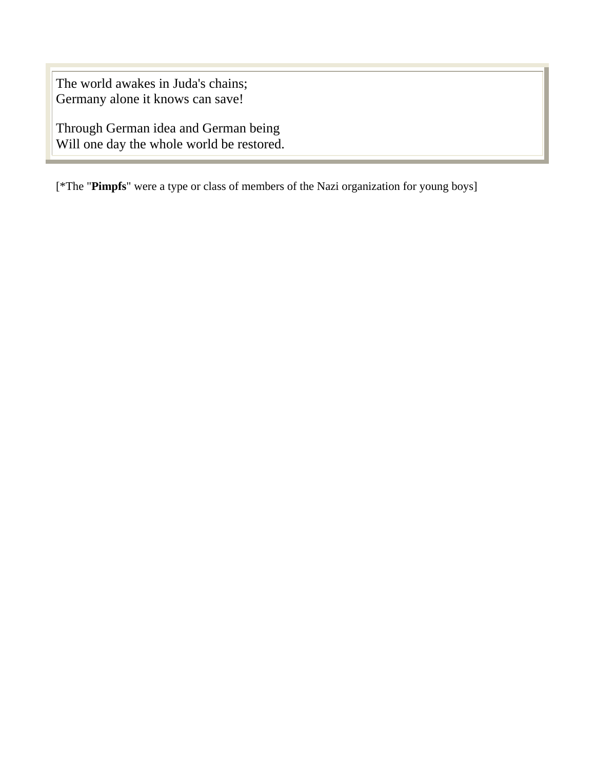The world awakes in Juda's chains;
Germany alone it knows can save!

Through German idea and German being
Will one day the whole world be restored.

[*The "**Pimpfs**" were a type or class of members of the Nazi organization for young boys]